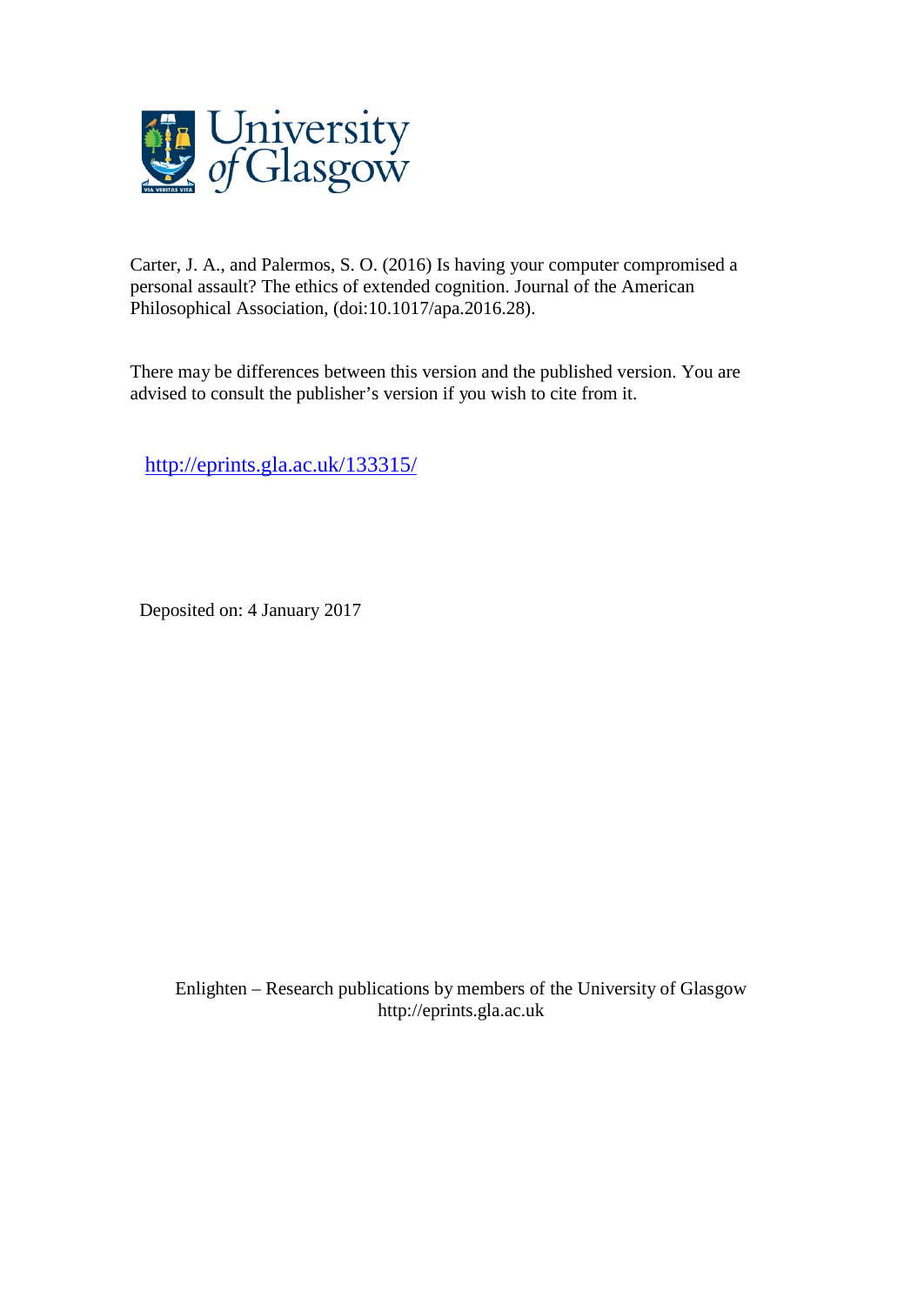Carter, J. A., and Palermos, S. O. (2016) Is having your computer compromised a personal assault? The ethics of extended cognition. Journal of the American Philosophical Association, (doi:10.1017/apa.2016.28).

There may be differences between this version and the published version. You are advised to consult the publisher's version if you wish to cite from it.

http://eprints.gla.ac.uk/133315/

Deposited on: 4 January 2017

Enlighten – Research publications by members of the University of Glasgow
http://eprints.gla.ac.uk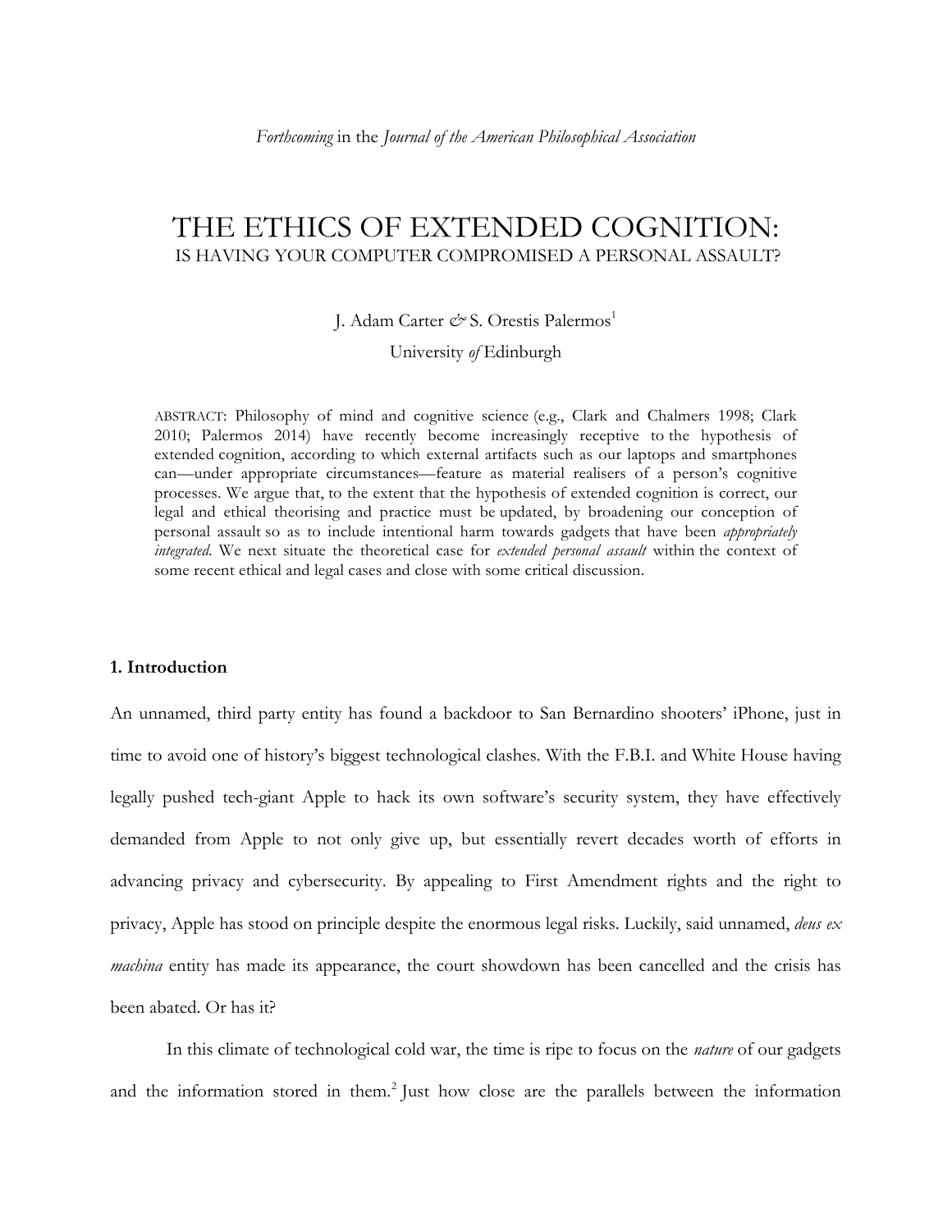*Forthcoming* in the *Journal of the American Philosophical Association*

# THE ETHICS OF EXTENDED COGNITION:
## IS HAVING YOUR COMPUTER COMPROMISED A PERSONAL ASSAULT?

J. Adam Carter *&* S. Orestis Palermos[1]

University *of* Edinburgh

ABSTRACT: Philosophy of mind and cognitive science (e.g., Clark and Chalmers 1998; Clark 2010; Palermos 2014) have recently become increasingly receptive to the hypothesis of extended cognition, according to which external artifacts such as our laptops and smartphones can—under appropriate circumstances—feature as material realisers of a person's cognitive processes. We argue that, to the extent that the hypothesis of extended cognition is correct, our legal and ethical theorising and practice must be updated, by broadening our conception of personal assault so as to include intentional harm towards gadgets that have been *appropriately integrated*. We next situate the theoretical case for *extended personal assault* within the context of some recent ethical and legal cases and close with some critical discussion.

### 1. Introduction

An unnamed, third party entity has found a backdoor to San Bernardino shooters' iPhone, just in time to avoid one of history's biggest technological clashes. With the F.B.I. and White House having legally pushed tech-giant Apple to hack its own software's security system, they have effectively demanded from Apple to not only give up, but essentially revert decades worth of efforts in advancing privacy and cybersecurity. By appealing to First Amendment rights and the right to privacy, Apple has stood on principle despite the enormous legal risks. Luckily, said unnamed, *deus ex machina* entity has made its appearance, the court showdown has been cancelled and the crisis has been abated. Or has it?

In this climate of technological cold war, the time is ripe to focus on the *nature* of our gadgets and the information stored in them.[2] Just how close are the parallels between the information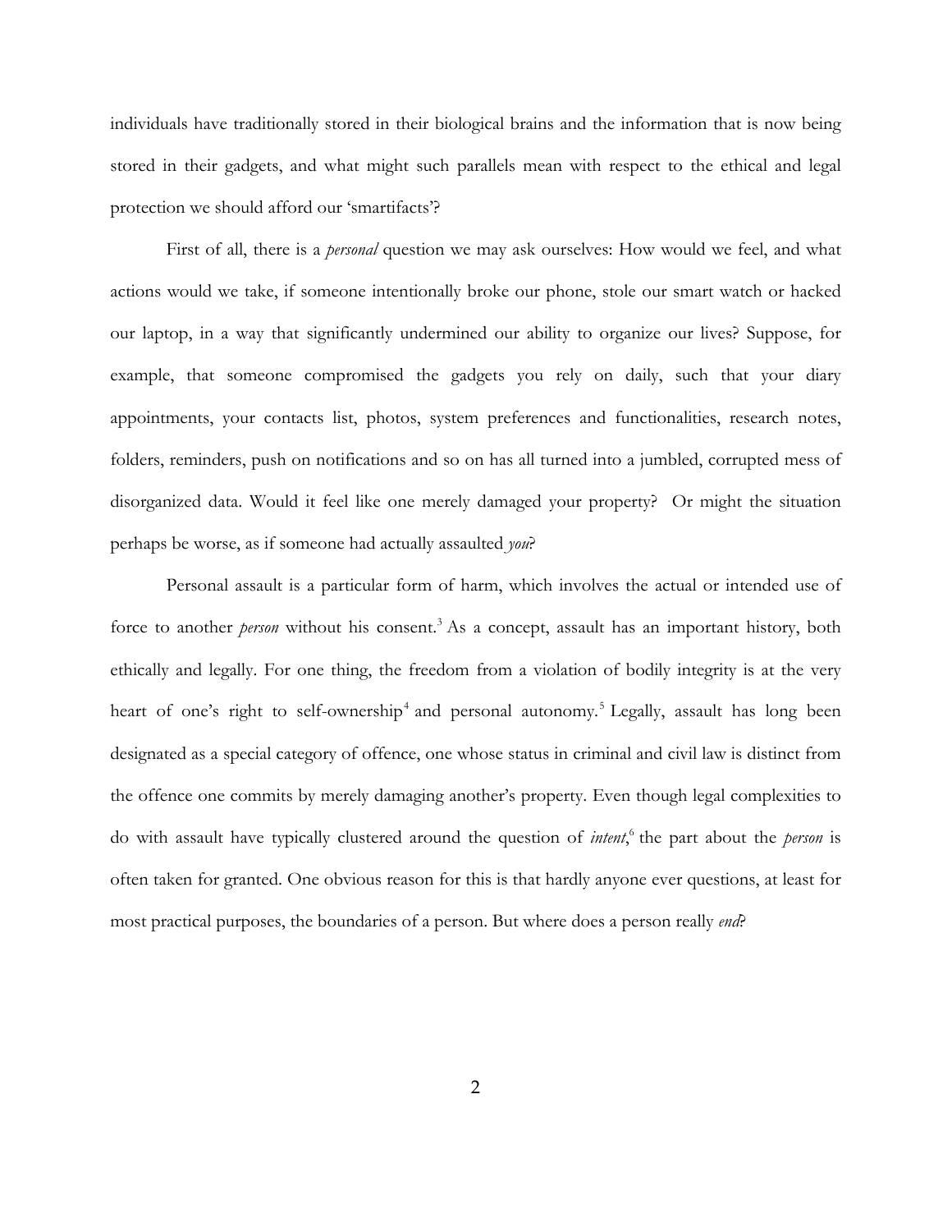individuals have traditionally stored in their biological brains and the information that is now being stored in their gadgets, and what might such parallels mean with respect to the ethical and legal protection we should afford our 'smartifacts'?

First of all, there is a *personal* question we may ask ourselves: How would we feel, and what actions would we take, if someone intentionally broke our phone, stole our smart watch or hacked our laptop, in a way that significantly undermined our ability to organize our lives? Suppose, for example, that someone compromised the gadgets you rely on daily, such that your diary appointments, your contacts list, photos, system preferences and functionalities, research notes, folders, reminders, push on notifications and so on has all turned into a jumbled, corrupted mess of disorganized data. Would it feel like one merely damaged your property? Or might the situation perhaps be worse, as if someone had actually assaulted *you*?

Personal assault is a particular form of harm, which involves the actual or intended use of force to another *person* without his consent.[3] As a concept, assault has an important history, both ethically and legally. For one thing, the freedom from a violation of bodily integrity is at the very heart of one's right to self-ownership[4] and personal autonomy.[5] Legally, assault has long been designated as a special category of offence, one whose status in criminal and civil law is distinct from the offence one commits by merely damaging another's property. Even though legal complexities to do with assault have typically clustered around the question of *intent*,[6] the part about the *person* is often taken for granted. One obvious reason for this is that hardly anyone ever questions, at least for most practical purposes, the boundaries of a person. But where does a person really *end*?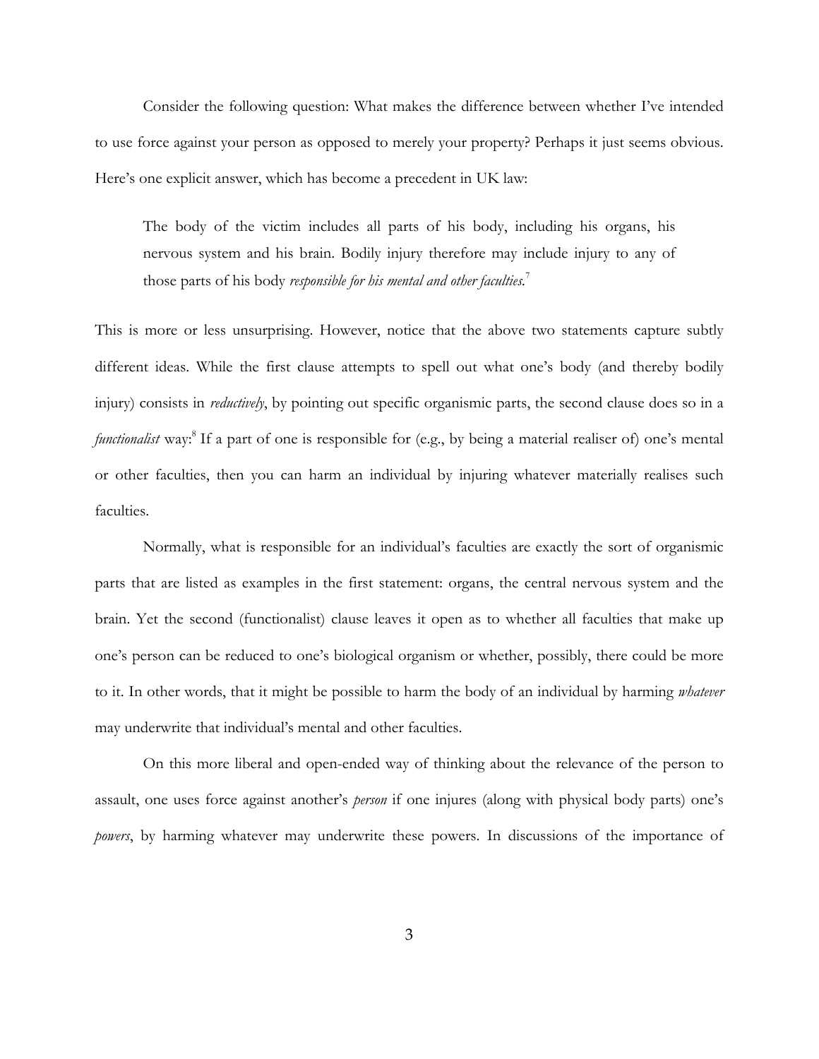Consider the following question: What makes the difference between whether I've intended to use force against your person as opposed to merely your property? Perhaps it just seems obvious. Here's one explicit answer, which has become a precedent in UK law:

> The body of the victim includes all parts of his body, including his organs, his nervous system and his brain. Bodily injury therefore may include injury to any of those parts of his body *responsible for his mental and other faculties*.[7]

This is more or less unsurprising. However, notice that the above two statements capture subtly different ideas. While the first clause attempts to spell out what one's body (and thereby bodily injury) consists in *reductively*, by pointing out specific organismic parts, the second clause does so in a *functionalist* way:[8] If a part of one is responsible for (e.g., by being a material realiser of) one's mental or other faculties, then you can harm an individual by injuring whatever materially realises such faculties.

Normally, what is responsible for an individual's faculties are exactly the sort of organismic parts that are listed as examples in the first statement: organs, the central nervous system and the brain. Yet the second (functionalist) clause leaves it open as to whether all faculties that make up one's person can be reduced to one's biological organism or whether, possibly, there could be more to it. In other words, that it might be possible to harm the body of an individual by harming *whatever* may underwrite that individual's mental and other faculties.

On this more liberal and open-ended way of thinking about the relevance of the person to assault, one uses force against another's *person* if one injures (along with physical body parts) one's *powers*, by harming whatever may underwrite these powers. In discussions of the importance of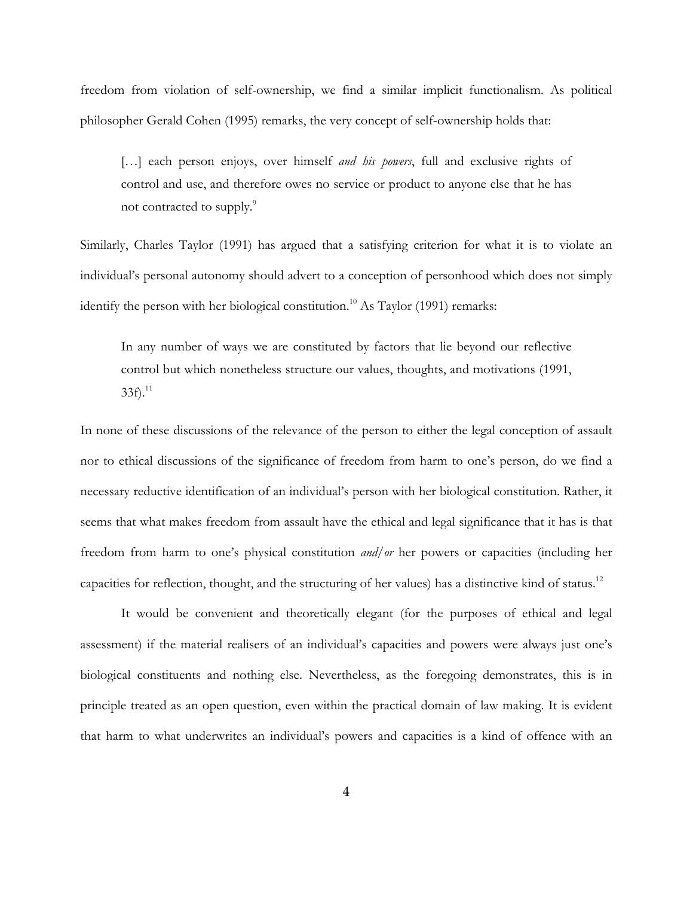freedom from violation of self-ownership, we find a similar implicit functionalism. As political philosopher Gerald Cohen (1995) remarks, the very concept of self-ownership holds that:

> […] each person enjoys, over himself *and his powers*, full and exclusive rights of control and use, and therefore owes no service or product to anyone else that he has not contracted to supply.[9]

Similarly, Charles Taylor (1991) has argued that a satisfying criterion for what it is to violate an individual's personal autonomy should advert to a conception of personhood which does not simply identify the person with her biological constitution.[10] As Taylor (1991) remarks:

> In any number of ways we are constituted by factors that lie beyond our reflective control but which nonetheless structure our values, thoughts, and motivations (1991, 33f).[11]

In none of these discussions of the relevance of the person to either the legal conception of assault nor to ethical discussions of the significance of freedom from harm to one's person, do we find a necessary reductive identification of an individual's person with her biological constitution. Rather, it seems that what makes freedom from assault have the ethical and legal significance that it has is that freedom from harm to one's physical constitution *and/or* her powers or capacities (including her capacities for reflection, thought, and the structuring of her values) has a distinctive kind of status.[12]

It would be convenient and theoretically elegant (for the purposes of ethical and legal assessment) if the material realisers of an individual's capacities and powers were always just one's biological constituents and nothing else. Nevertheless, as the foregoing demonstrates, this is in principle treated as an open question, even within the practical domain of law making. It is evident that harm to what underwrites an individual's powers and capacities is a kind of offence with an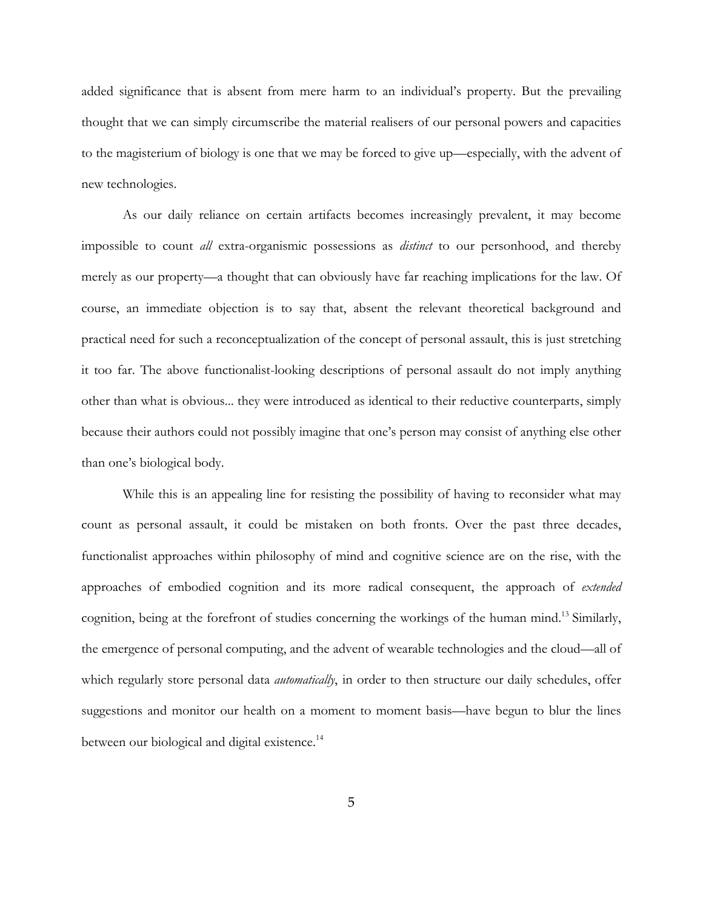added significance that is absent from mere harm to an individual's property. But the prevailing thought that we can simply circumscribe the material realisers of our personal powers and capacities to the magisterium of biology is one that we may be forced to give up—especially, with the advent of new technologies.

As our daily reliance on certain artifacts becomes increasingly prevalent, it may become impossible to count *all* extra-organismic possessions as *distinct* to our personhood, and thereby merely as our property—a thought that can obviously have far reaching implications for the law. Of course, an immediate objection is to say that, absent the relevant theoretical background and practical need for such a reconceptualization of the concept of personal assault, this is just stretching it too far. The above functionalist-looking descriptions of personal assault do not imply anything other than what is obvious... they were introduced as identical to their reductive counterparts, simply because their authors could not possibly imagine that one's person may consist of anything else other than one's biological body.

While this is an appealing line for resisting the possibility of having to reconsider what may count as personal assault, it could be mistaken on both fronts. Over the past three decades, functionalist approaches within philosophy of mind and cognitive science are on the rise, with the approaches of embodied cognition and its more radical consequent, the approach of *extended* cognition, being at the forefront of studies concerning the workings of the human mind.[13] Similarly, the emergence of personal computing, and the advent of wearable technologies and the cloud—all of which regularly store personal data *automatically*, in order to then structure our daily schedules, offer suggestions and monitor our health on a moment to moment basis—have begun to blur the lines between our biological and digital existence.[14]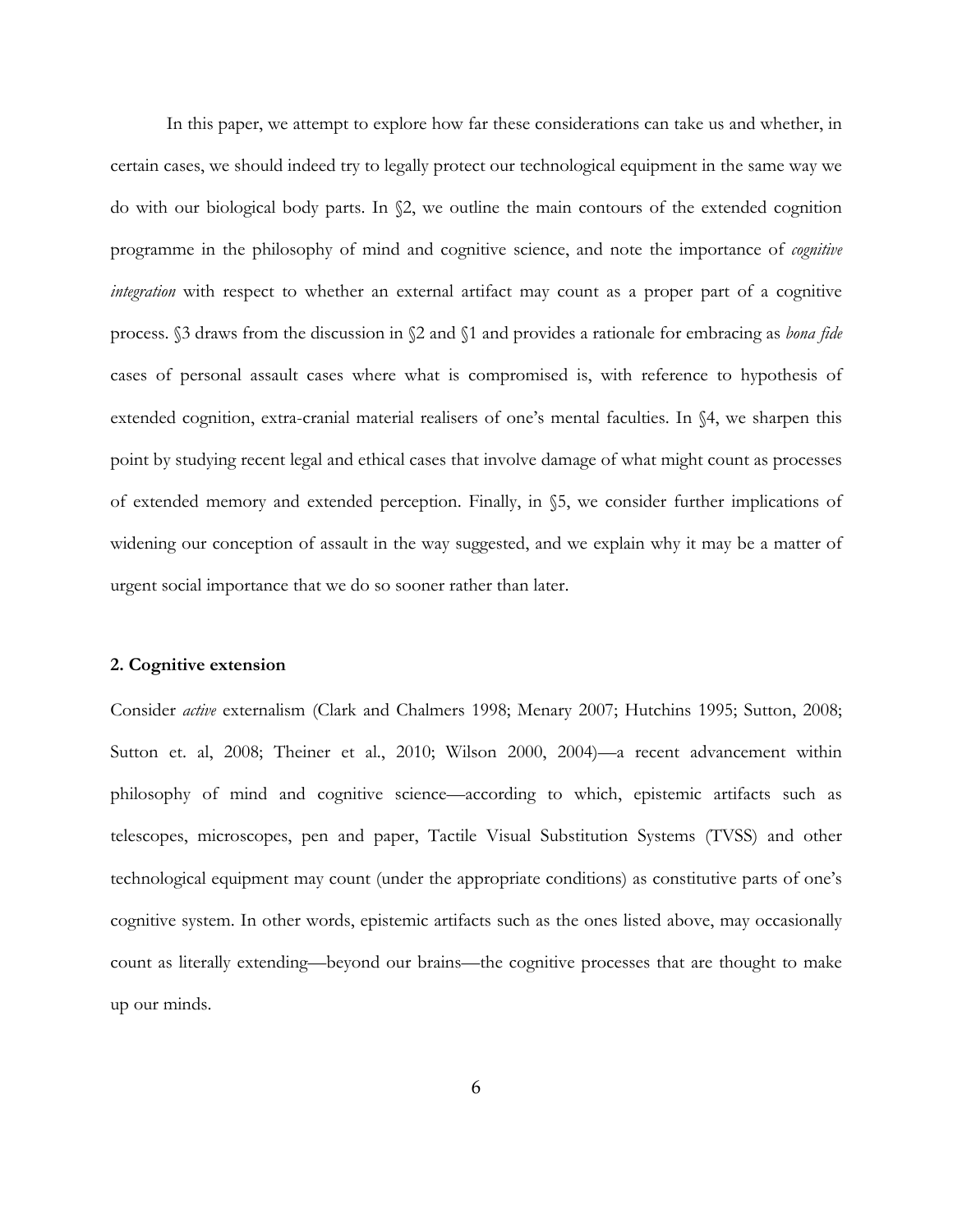In this paper, we attempt to explore how far these considerations can take us and whether, in certain cases, we should indeed try to legally protect our technological equipment in the same way we do with our biological body parts. In §2, we outline the main contours of the extended cognition programme in the philosophy of mind and cognitive science, and note the importance of *cognitive integration* with respect to whether an external artifact may count as a proper part of a cognitive process. §3 draws from the discussion in §2 and §1 and provides a rationale for embracing as *bona fide* cases of personal assault cases where what is compromised is, with reference to hypothesis of extended cognition, extra-cranial material realisers of one's mental faculties. In §4, we sharpen this point by studying recent legal and ethical cases that involve damage of what might count as processes of extended memory and extended perception. Finally, in §5, we consider further implications of widening our conception of assault in the way suggested, and we explain why it may be a matter of urgent social importance that we do so sooner rather than later.

## 2. Cognitive extension

Consider *active* externalism (Clark and Chalmers 1998; Menary 2007; Hutchins 1995; Sutton, 2008; Sutton et. al, 2008; Theiner et al., 2010; Wilson 2000, 2004)—a recent advancement within philosophy of mind and cognitive science—according to which, epistemic artifacts such as telescopes, microscopes, pen and paper, Tactile Visual Substitution Systems (TVSS) and other technological equipment may count (under the appropriate conditions) as constitutive parts of one's cognitive system. In other words, epistemic artifacts such as the ones listed above, may occasionally count as literally extending—beyond our brains—the cognitive processes that are thought to make up our minds.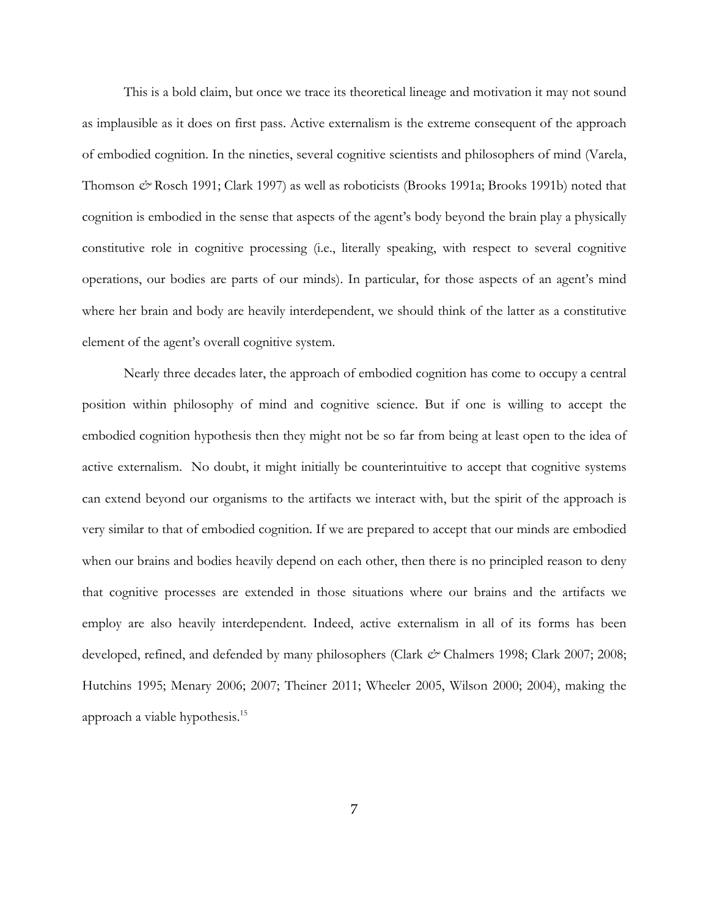This is a bold claim, but once we trace its theoretical lineage and motivation it may not sound as implausible as it does on first pass. Active externalism is the extreme consequent of the approach of embodied cognition. In the nineties, several cognitive scientists and philosophers of mind (Varela, Thomson & Rosch 1991; Clark 1997) as well as roboticists (Brooks 1991a; Brooks 1991b) noted that cognition is embodied in the sense that aspects of the agent's body beyond the brain play a physically constitutive role in cognitive processing (i.e., literally speaking, with respect to several cognitive operations, our bodies are parts of our minds). In particular, for those aspects of an agent's mind where her brain and body are heavily interdependent, we should think of the latter as a constitutive element of the agent's overall cognitive system.

Nearly three decades later, the approach of embodied cognition has come to occupy a central position within philosophy of mind and cognitive science. But if one is willing to accept the embodied cognition hypothesis then they might not be so far from being at least open to the idea of active externalism. No doubt, it might initially be counterintuitive to accept that cognitive systems can extend beyond our organisms to the artifacts we interact with, but the spirit of the approach is very similar to that of embodied cognition. If we are prepared to accept that our minds are embodied when our brains and bodies heavily depend on each other, then there is no principled reason to deny that cognitive processes are extended in those situations where our brains and the artifacts we employ are also heavily interdependent. Indeed, active externalism in all of its forms has been developed, refined, and defended by many philosophers (Clark & Chalmers 1998; Clark 2007; 2008; Hutchins 1995; Menary 2006; 2007; Theiner 2011; Wheeler 2005, Wilson 2000; 2004), making the approach a viable hypothesis.[15]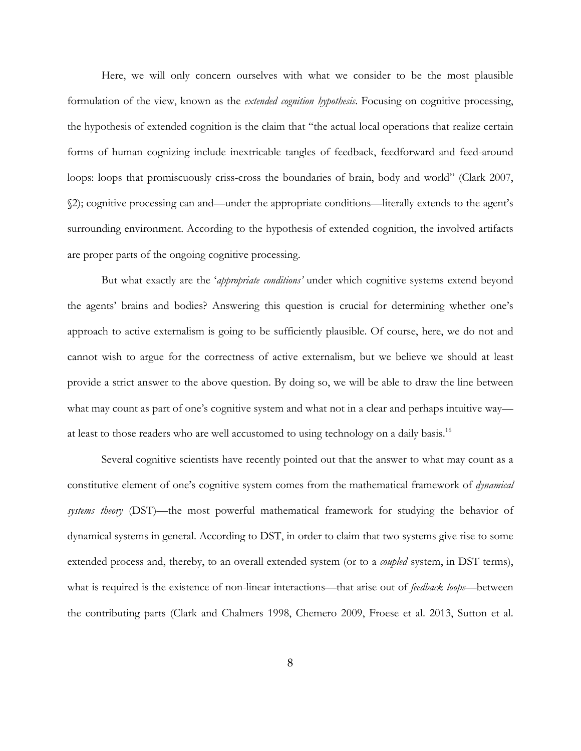Here, we will only concern ourselves with what we consider to be the most plausible formulation of the view, known as the *extended cognition hypothesis*. Focusing on cognitive processing, the hypothesis of extended cognition is the claim that "the actual local operations that realize certain forms of human cognizing include inextricable tangles of feedback, feedforward and feed-around loops: loops that promiscuously criss-cross the boundaries of brain, body and world" (Clark 2007, §2); cognitive processing can and—under the appropriate conditions—literally extends to the agent's surrounding environment. According to the hypothesis of extended cognition, the involved artifacts are proper parts of the ongoing cognitive processing.

But what exactly are the '*appropriate conditions'* under which cognitive systems extend beyond the agents' brains and bodies? Answering this question is crucial for determining whether one's approach to active externalism is going to be sufficiently plausible. Of course, here, we do not and cannot wish to argue for the correctness of active externalism, but we believe we should at least provide a strict answer to the above question. By doing so, we will be able to draw the line between what may count as part of one's cognitive system and what not in a clear and perhaps intuitive way—at least to those readers who are well accustomed to using technology on a daily basis.[16]

Several cognitive scientists have recently pointed out that the answer to what may count as a constitutive element of one's cognitive system comes from the mathematical framework of *dynamical systems theory* (DST)—the most powerful mathematical framework for studying the behavior of dynamical systems in general. According to DST, in order to claim that two systems give rise to some extended process and, thereby, to an overall extended system (or to a *coupled* system, in DST terms), what is required is the existence of non-linear interactions—that arise out of *feedback loops*—between the contributing parts (Clark and Chalmers 1998, Chemero 2009, Froese et al. 2013, Sutton et al.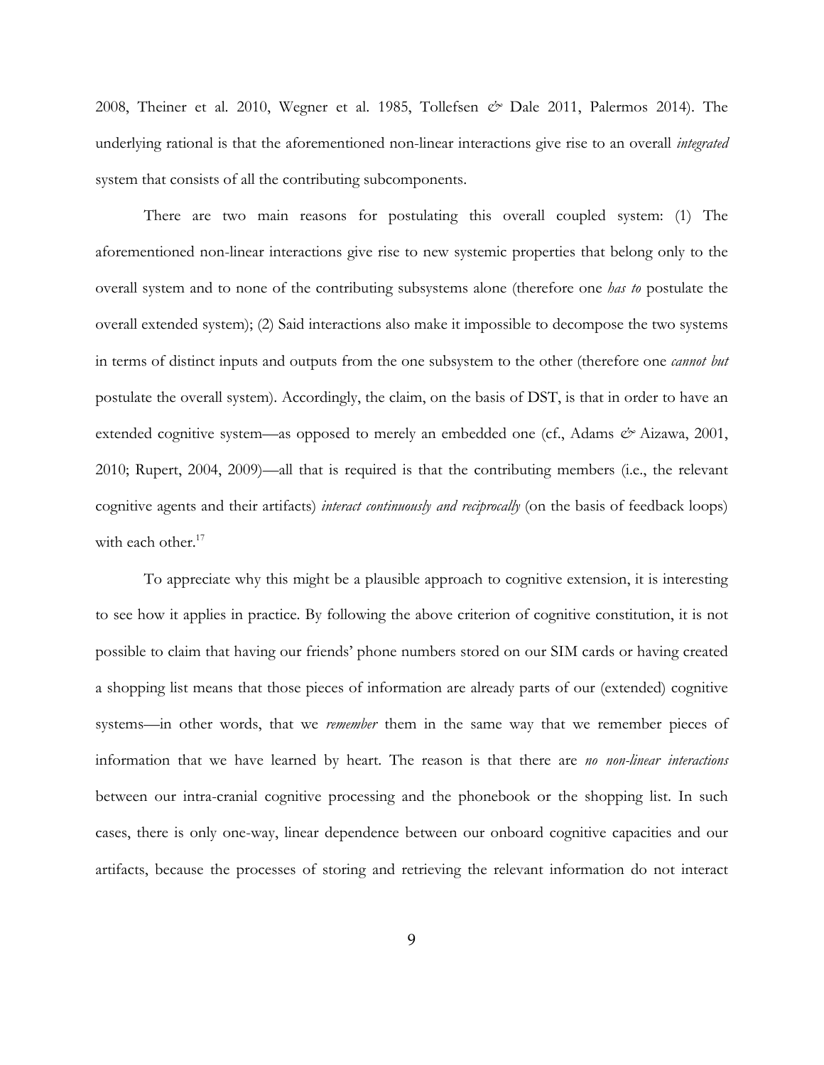2008, Theiner et al. 2010, Wegner et al. 1985, Tollefsen & Dale 2011, Palermos 2014). The underlying rational is that the aforementioned non-linear interactions give rise to an overall *integrated* system that consists of all the contributing subcomponents.

There are two main reasons for postulating this overall coupled system: (1) The aforementioned non-linear interactions give rise to new systemic properties that belong only to the overall system and to none of the contributing subsystems alone (therefore one *has to* postulate the overall extended system); (2) Said interactions also make it impossible to decompose the two systems in terms of distinct inputs and outputs from the one subsystem to the other (therefore one *cannot but* postulate the overall system). Accordingly, the claim, on the basis of DST, is that in order to have an extended cognitive system—as opposed to merely an embedded one (cf., Adams & Aizawa, 2001, 2010; Rupert, 2004, 2009)—all that is required is that the contributing members (i.e., the relevant cognitive agents and their artifacts) *interact continuously and reciprocally* (on the basis of feedback loops) with each other.[17]

To appreciate why this might be a plausible approach to cognitive extension, it is interesting to see how it applies in practice. By following the above criterion of cognitive constitution, it is not possible to claim that having our friends' phone numbers stored on our SIM cards or having created a shopping list means that those pieces of information are already parts of our (extended) cognitive systems—in other words, that we *remember* them in the same way that we remember pieces of information that we have learned by heart. The reason is that there are *no non-linear interactions* between our intra-cranial cognitive processing and the phonebook or the shopping list. In such cases, there is only one-way, linear dependence between our onboard cognitive capacities and our artifacts, because the processes of storing and retrieving the relevant information do not interact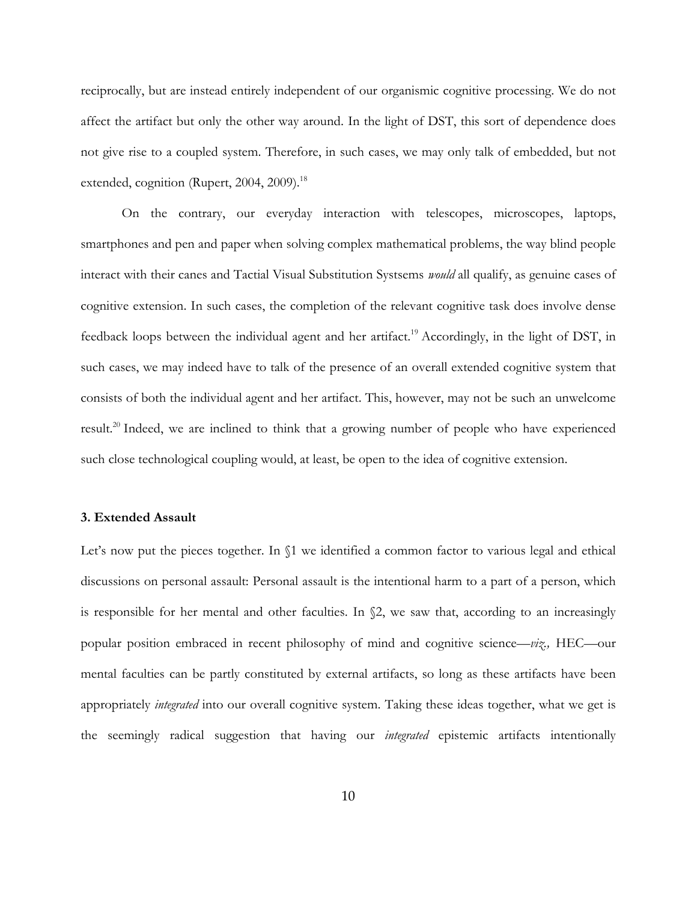reciprocally, but are instead entirely independent of our organismic cognitive processing. We do not affect the artifact but only the other way around. In the light of DST, this sort of dependence does not give rise to a coupled system. Therefore, in such cases, we may only talk of embedded, but not extended, cognition (Rupert, 2004, 2009).[18]

On the contrary, our everyday interaction with telescopes, microscopes, laptops, smartphones and pen and paper when solving complex mathematical problems, the way blind people interact with their canes and Tactial Visual Substitution Systsems *would* all qualify, as genuine cases of cognitive extension. In such cases, the completion of the relevant cognitive task does involve dense feedback loops between the individual agent and her artifact.[19] Accordingly, in the light of DST, in such cases, we may indeed have to talk of the presence of an overall extended cognitive system that consists of both the individual agent and her artifact. This, however, may not be such an unwelcome result.[20] Indeed, we are inclined to think that a growing number of people who have experienced such close technological coupling would, at least, be open to the idea of cognitive extension.

### 3. Extended Assault

Let's now put the pieces together. In §1 we identified a common factor to various legal and ethical discussions on personal assault: Personal assault is the intentional harm to a part of a person, which is responsible for her mental and other faculties. In §2, we saw that, according to an increasingly popular position embraced in recent philosophy of mind and cognitive science—*viz.,* HEC—our mental faculties can be partly constituted by external artifacts, so long as these artifacts have been appropriately *integrated* into our overall cognitive system. Taking these ideas together, what we get is the seemingly radical suggestion that having our *integrated* epistemic artifacts intentionally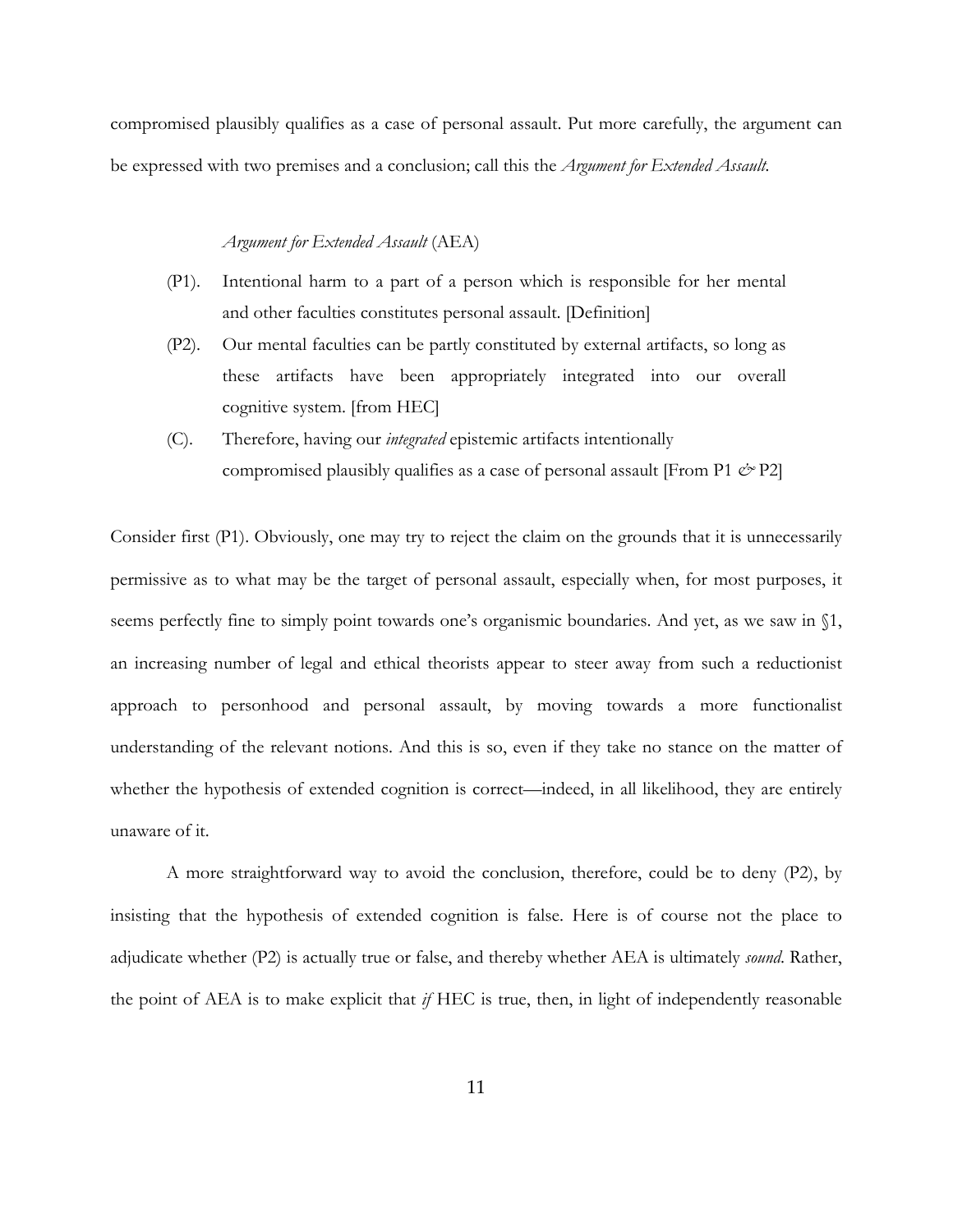compromised plausibly qualifies as a case of personal assault. Put more carefully, the argument can be expressed with two premises and a conclusion; call this the *Argument for Extended Assault.*

> *Argument for Extended Assault* (AEA)
>
> (P1). Intentional harm to a part of a person which is responsible for her mental and other faculties constitutes personal assault. [Definition]
>
> (P2). Our mental faculties can be partly constituted by external artifacts, so long as these artifacts have been appropriately integrated into our overall cognitive system. [from HEC]
>
> (C). Therefore, having our *integrated* epistemic artifacts intentionally compromised plausibly qualifies as a case of personal assault [From P1 *&* P2]

Consider first (P1). Obviously, one may try to reject the claim on the grounds that it is unnecessarily permissive as to what may be the target of personal assault, especially when, for most purposes, it seems perfectly fine to simply point towards one's organismic boundaries. And yet, as we saw in §1, an increasing number of legal and ethical theorists appear to steer away from such a reductionist approach to personhood and personal assault, by moving towards a more functionalist understanding of the relevant notions. And this is so, even if they take no stance on the matter of whether the hypothesis of extended cognition is correct—indeed, in all likelihood, they are entirely unaware of it.

A more straightforward way to avoid the conclusion, therefore, could be to deny (P2), by insisting that the hypothesis of extended cognition is false. Here is of course not the place to adjudicate whether (P2) is actually true or false, and thereby whether AEA is ultimately *sound*. Rather, the point of AEA is to make explicit that *if* HEC is true, then, in light of independently reasonable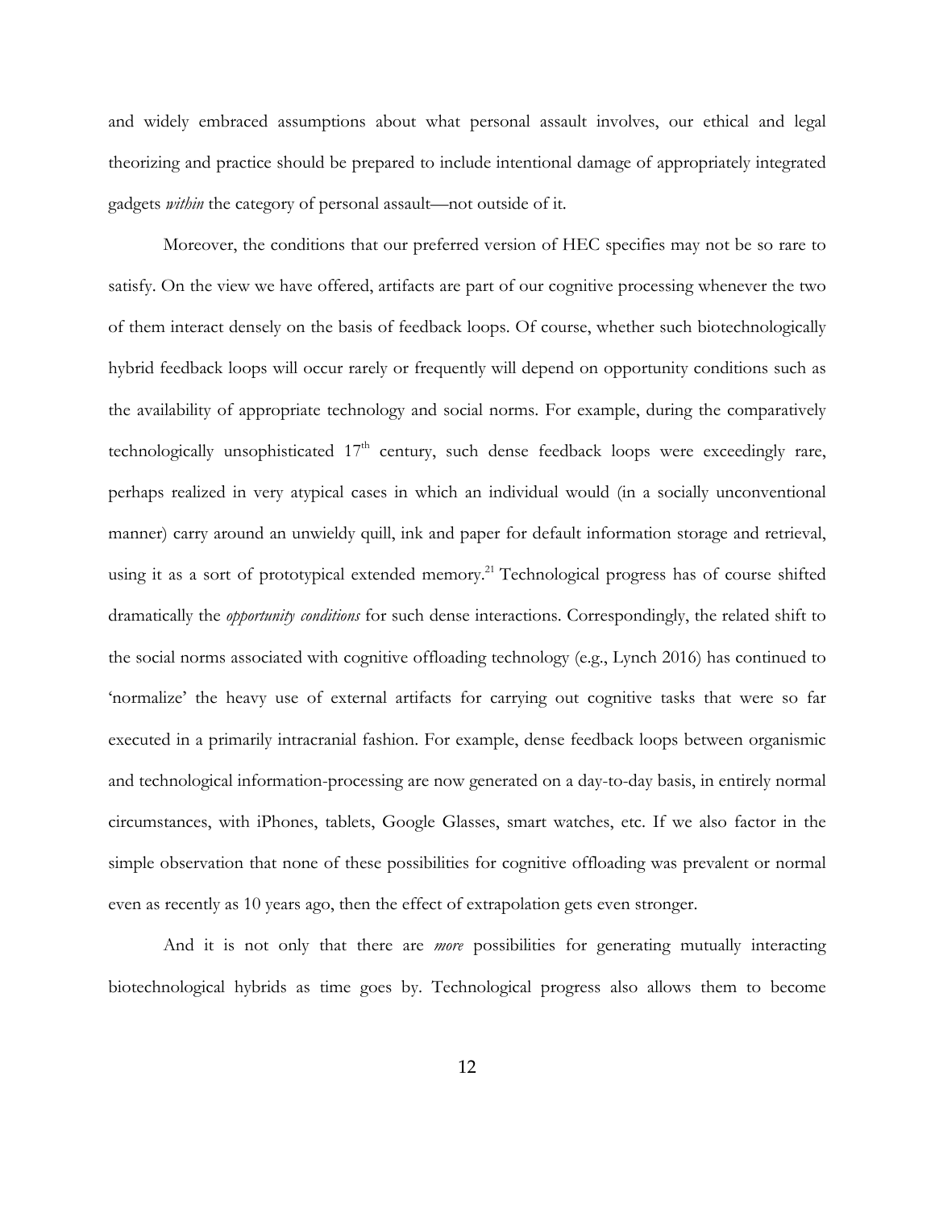and widely embraced assumptions about what personal assault involves, our ethical and legal theorizing and practice should be prepared to include intentional damage of appropriately integrated gadgets *within* the category of personal assault—not outside of it.

Moreover, the conditions that our preferred version of HEC specifies may not be so rare to satisfy. On the view we have offered, artifacts are part of our cognitive processing whenever the two of them interact densely on the basis of feedback loops. Of course, whether such biotechnologically hybrid feedback loops will occur rarely or frequently will depend on opportunity conditions such as the availability of appropriate technology and social norms. For example, during the comparatively technologically unsophisticated 17th century, such dense feedback loops were exceedingly rare, perhaps realized in very atypical cases in which an individual would (in a socially unconventional manner) carry around an unwieldy quill, ink and paper for default information storage and retrieval, using it as a sort of prototypical extended memory.[21] Technological progress has of course shifted dramatically the *opportunity conditions* for such dense interactions. Correspondingly, the related shift to the social norms associated with cognitive offloading technology (e.g., Lynch 2016) has continued to 'normalize' the heavy use of external artifacts for carrying out cognitive tasks that were so far executed in a primarily intracranial fashion. For example, dense feedback loops between organismic and technological information-processing are now generated on a day-to-day basis, in entirely normal circumstances, with iPhones, tablets, Google Glasses, smart watches, etc. If we also factor in the simple observation that none of these possibilities for cognitive offloading was prevalent or normal even as recently as 10 years ago, then the effect of extrapolation gets even stronger.

And it is not only that there are *more* possibilities for generating mutually interacting biotechnological hybrids as time goes by. Technological progress also allows them to become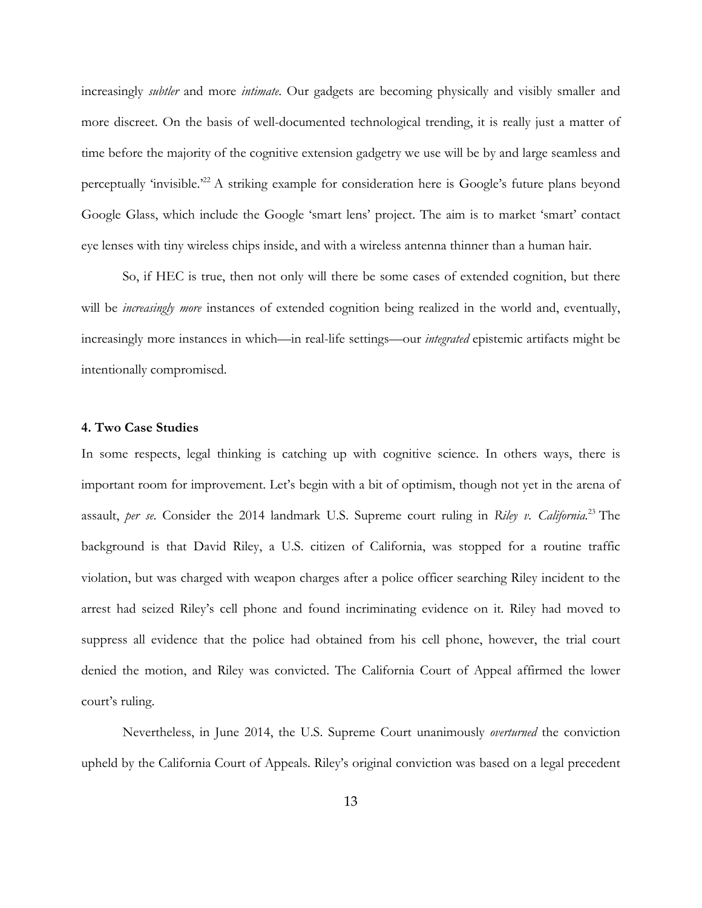increasingly *subtler* and more *intimate*. Our gadgets are becoming physically and visibly smaller and more discreet. On the basis of well-documented technological trending, it is really just a matter of time before the majority of the cognitive extension gadgetry we use will be by and large seamless and perceptually 'invisible.'[22] A striking example for consideration here is Google's future plans beyond Google Glass, which include the Google 'smart lens' project. The aim is to market 'smart' contact eye lenses with tiny wireless chips inside, and with a wireless antenna thinner than a human hair.

So, if HEC is true, then not only will there be some cases of extended cognition, but there will be *increasingly more* instances of extended cognition being realized in the world and, eventually, increasingly more instances in which—in real-life settings—our *integrated* epistemic artifacts might be intentionally compromised.

## 4. Two Case Studies

In some respects, legal thinking is catching up with cognitive science. In others ways, there is important room for improvement. Let's begin with a bit of optimism, though not yet in the arena of assault, *per se*. Consider the 2014 landmark U.S. Supreme court ruling in *Riley v. California*.[23] The background is that David Riley, a U.S. citizen of California, was stopped for a routine traffic violation, but was charged with weapon charges after a police officer searching Riley incident to the arrest had seized Riley's cell phone and found incriminating evidence on it. Riley had moved to suppress all evidence that the police had obtained from his cell phone, however, the trial court denied the motion, and Riley was convicted. The California Court of Appeal affirmed the lower court's ruling.

Nevertheless, in June 2014, the U.S. Supreme Court unanimously *overturned* the conviction upheld by the California Court of Appeals. Riley's original conviction was based on a legal precedent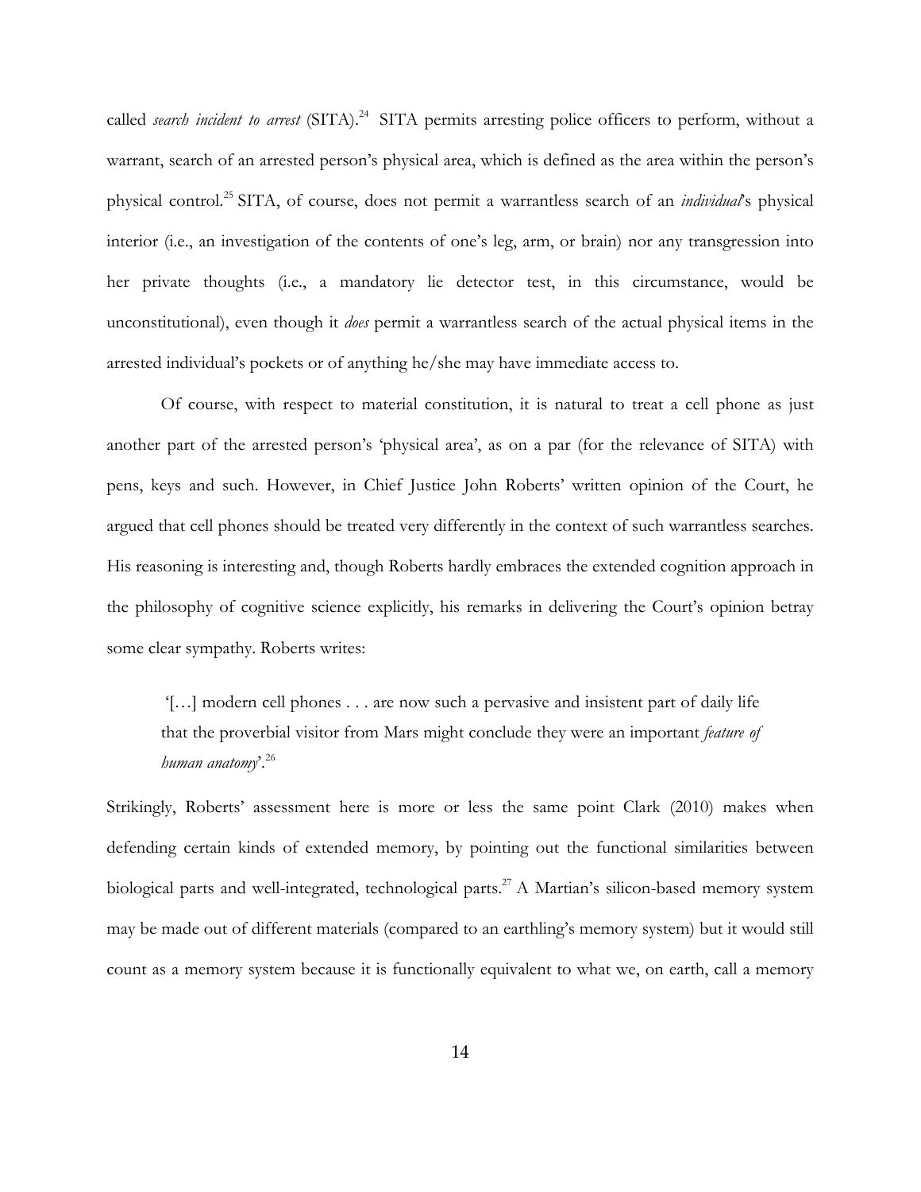called *search incident to arrest* (SITA).[24] SITA permits arresting police officers to perform, without a warrant, search of an arrested person's physical area, which is defined as the area within the person's physical control.[25] SITA, of course, does not permit a warrantless search of an *individual*'s physical interior (i.e., an investigation of the contents of one's leg, arm, or brain) nor any transgression into her private thoughts (i.e., a mandatory lie detector test, in this circumstance, would be unconstitutional), even though it *does* permit a warrantless search of the actual physical items in the arrested individual's pockets or of anything he/she may have immediate access to.

Of course, with respect to material constitution, it is natural to treat a cell phone as just another part of the arrested person's 'physical area', as on a par (for the relevance of SITA) with pens, keys and such. However, in Chief Justice John Roberts' written opinion of the Court, he argued that cell phones should be treated very differently in the context of such warrantless searches. His reasoning is interesting and, though Roberts hardly embraces the extended cognition approach in the philosophy of cognitive science explicitly, his remarks in delivering the Court's opinion betray some clear sympathy. Roberts writes:

> '[…] modern cell phones . . . are now such a pervasive and insistent part of daily life that the proverbial visitor from Mars might conclude they were an important *feature of human anatomy*'.[26]

Strikingly, Roberts' assessment here is more or less the same point Clark (2010) makes when defending certain kinds of extended memory, by pointing out the functional similarities between biological parts and well-integrated, technological parts.[27] A Martian's silicon-based memory system may be made out of different materials (compared to an earthling's memory system) but it would still count as a memory system because it is functionally equivalent to what we, on earth, call a memory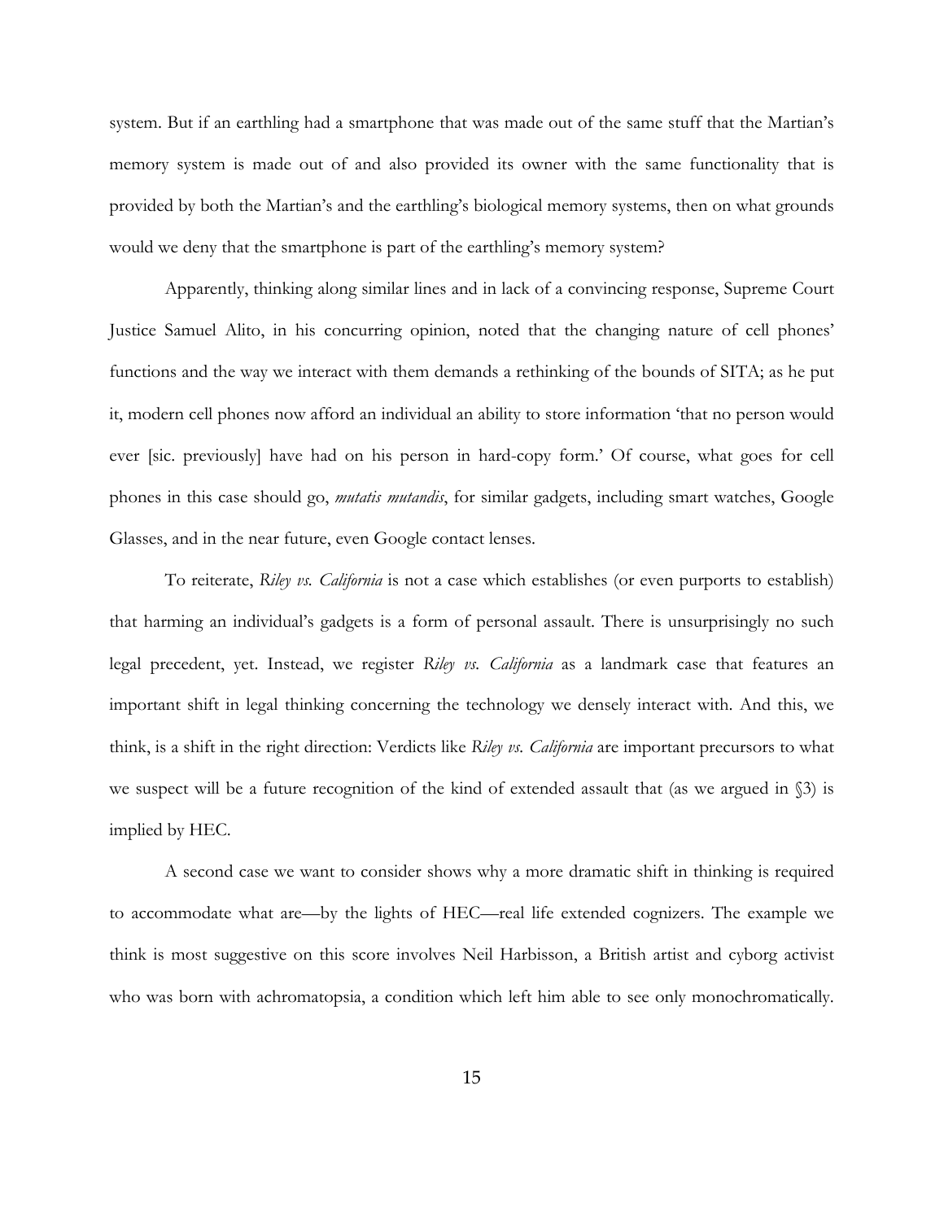system. But if an earthling had a smartphone that was made out of the same stuff that the Martian's memory system is made out of and also provided its owner with the same functionality that is provided by both the Martian's and the earthling's biological memory systems, then on what grounds would we deny that the smartphone is part of the earthling's memory system?

Apparently, thinking along similar lines and in lack of a convincing response, Supreme Court Justice Samuel Alito, in his concurring opinion, noted that the changing nature of cell phones' functions and the way we interact with them demands a rethinking of the bounds of SITA; as he put it, modern cell phones now afford an individual an ability to store information 'that no person would ever [sic. previously] have had on his person in hard-copy form.' Of course, what goes for cell phones in this case should go, *mutatis mutandis*, for similar gadgets, including smart watches, Google Glasses, and in the near future, even Google contact lenses.

To reiterate, *Riley vs. California* is not a case which establishes (or even purports to establish) that harming an individual's gadgets is a form of personal assault. There is unsurprisingly no such legal precedent, yet. Instead, we register *Riley vs. California* as a landmark case that features an important shift in legal thinking concerning the technology we densely interact with. And this, we think, is a shift in the right direction: Verdicts like *Riley vs. California* are important precursors to what we suspect will be a future recognition of the kind of extended assault that (as we argued in §3) is implied by HEC.

A second case we want to consider shows why a more dramatic shift in thinking is required to accommodate what are—by the lights of HEC—real life extended cognizers. The example we think is most suggestive on this score involves Neil Harbisson, a British artist and cyborg activist who was born with achromatopsia, a condition which left him able to see only monochromatically.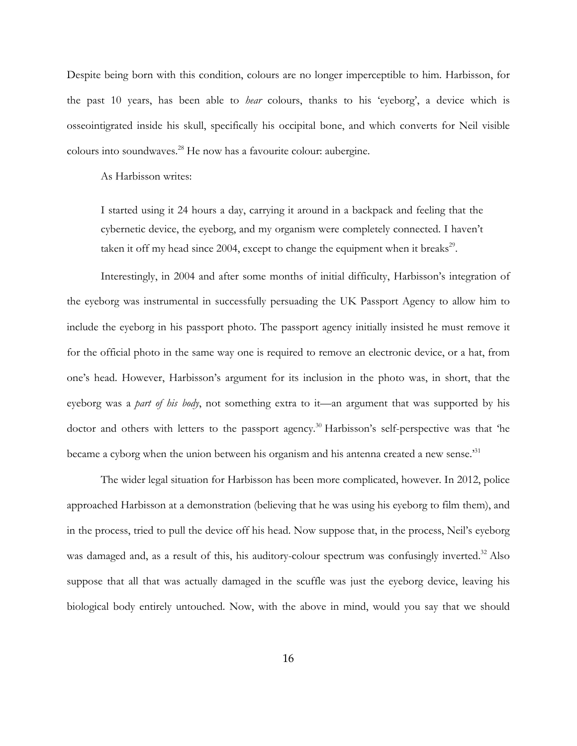Despite being born with this condition, colours are no longer imperceptible to him. Harbisson, for the past 10 years, has been able to *hear* colours, thanks to his 'eyeborg', a device which is osseointigrated inside his skull, specifically his occipital bone, and which converts for Neil visible colours into soundwaves.[28] He now has a favourite colour: aubergine.

As Harbisson writes:

> I started using it 24 hours a day, carrying it around in a backpack and feeling that the cybernetic device, the eyeborg, and my organism were completely connected. I haven't taken it off my head since 2004, except to change the equipment when it breaks[29].

Interestingly, in 2004 and after some months of initial difficulty, Harbisson's integration of the eyeborg was instrumental in successfully persuading the UK Passport Agency to allow him to include the eyeborg in his passport photo. The passport agency initially insisted he must remove it for the official photo in the same way one is required to remove an electronic device, or a hat, from one's head. However, Harbisson's argument for its inclusion in the photo was, in short, that the eyeborg was a *part of his body*, not something extra to it—an argument that was supported by his doctor and others with letters to the passport agency.[30] Harbisson's self-perspective was that 'he became a cyborg when the union between his organism and his antenna created a new sense.'[31]

The wider legal situation for Harbisson has been more complicated, however. In 2012, police approached Harbisson at a demonstration (believing that he was using his eyeborg to film them), and in the process, tried to pull the device off his head. Now suppose that, in the process, Neil's eyeborg was damaged and, as a result of this, his auditory-colour spectrum was confusingly inverted.[32] Also suppose that all that was actually damaged in the scuffle was just the eyeborg device, leaving his biological body entirely untouched. Now, with the above in mind, would you say that we should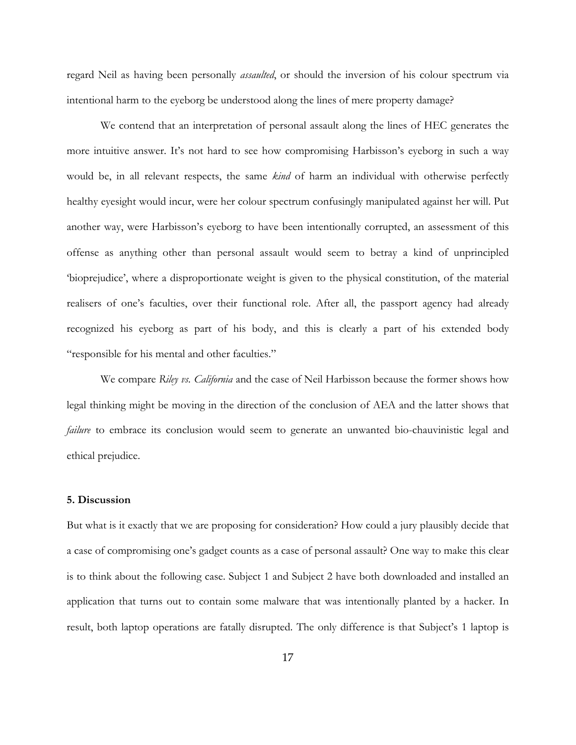regard Neil as having been personally *assaulted*, or should the inversion of his colour spectrum via intentional harm to the eyeborg be understood along the lines of mere property damage?

We contend that an interpretation of personal assault along the lines of HEC generates the more intuitive answer. It's not hard to see how compromising Harbisson's eyeborg in such a way would be, in all relevant respects, the same *kind* of harm an individual with otherwise perfectly healthy eyesight would incur, were her colour spectrum confusingly manipulated against her will. Put another way, were Harbisson's eyeborg to have been intentionally corrupted, an assessment of this offense as anything other than personal assault would seem to betray a kind of unprincipled 'bioprejudice', where a disproportionate weight is given to the physical constitution, of the material realisers of one's faculties, over their functional role. After all, the passport agency had already recognized his eyeborg as part of his body, and this is clearly a part of his extended body "responsible for his mental and other faculties."

We compare *Riley vs. California* and the case of Neil Harbisson because the former shows how legal thinking might be moving in the direction of the conclusion of AEA and the latter shows that *failure* to embrace its conclusion would seem to generate an unwanted bio-chauvinistic legal and ethical prejudice.

### 5. Discussion

But what is it exactly that we are proposing for consideration? How could a jury plausibly decide that a case of compromising one's gadget counts as a case of personal assault? One way to make this clear is to think about the following case. Subject 1 and Subject 2 have both downloaded and installed an application that turns out to contain some malware that was intentionally planted by a hacker. In result, both laptop operations are fatally disrupted. The only difference is that Subject's 1 laptop is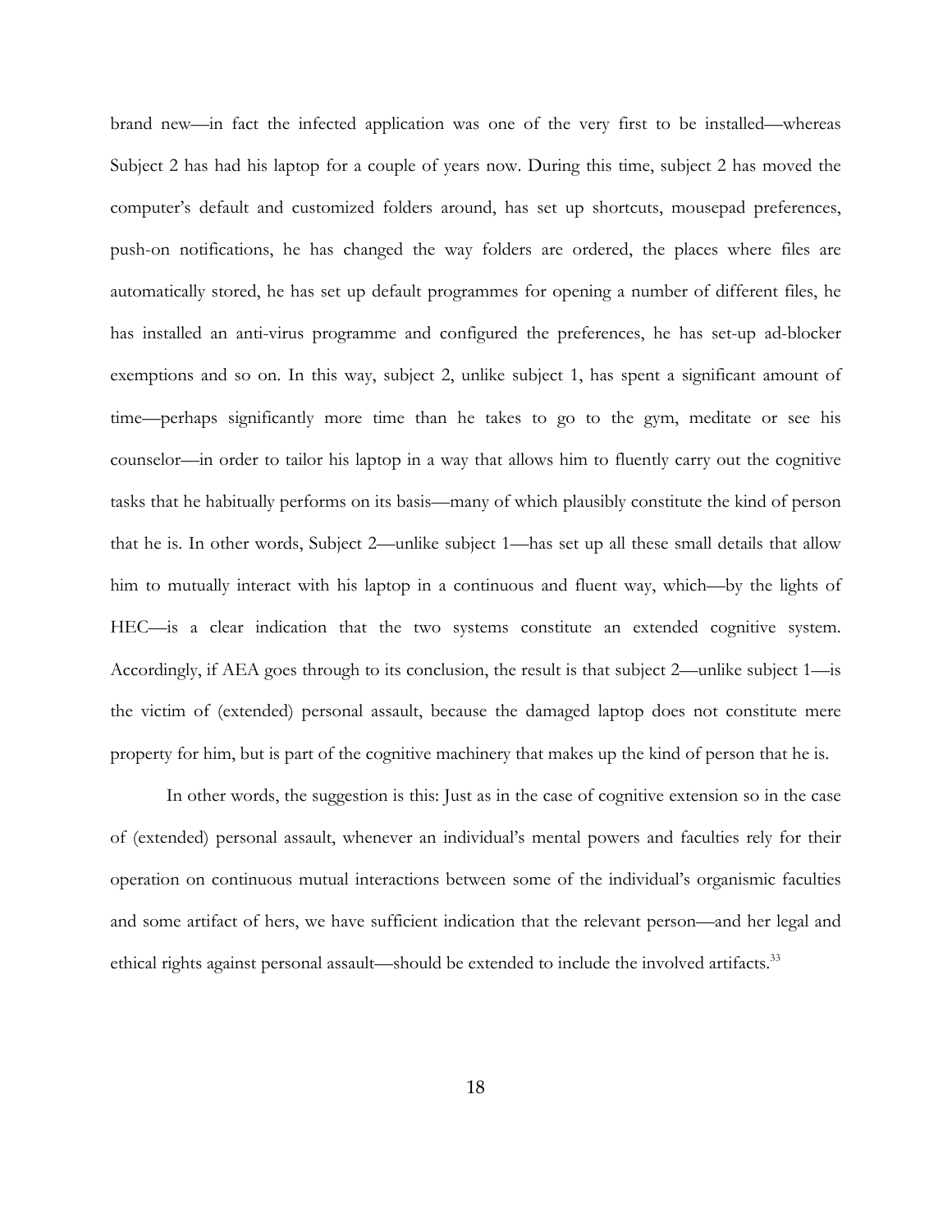brand new—in fact the infected application was one of the very first to be installed—whereas Subject 2 has had his laptop for a couple of years now. During this time, subject 2 has moved the computer's default and customized folders around, has set up shortcuts, mousepad preferences, push-on notifications, he has changed the way folders are ordered, the places where files are automatically stored, he has set up default programmes for opening a number of different files, he has installed an anti-virus programme and configured the preferences, he has set-up ad-blocker exemptions and so on. In this way, subject 2, unlike subject 1, has spent a significant amount of time—perhaps significantly more time than he takes to go to the gym, meditate or see his counselor—in order to tailor his laptop in a way that allows him to fluently carry out the cognitive tasks that he habitually performs on its basis—many of which plausibly constitute the kind of person that he is. In other words, Subject 2—unlike subject 1—has set up all these small details that allow him to mutually interact with his laptop in a continuous and fluent way, which—by the lights of HEC—is a clear indication that the two systems constitute an extended cognitive system. Accordingly, if AEA goes through to its conclusion, the result is that subject 2—unlike subject 1—is the victim of (extended) personal assault, because the damaged laptop does not constitute mere property for him, but is part of the cognitive machinery that makes up the kind of person that he is.

In other words, the suggestion is this: Just as in the case of cognitive extension so in the case of (extended) personal assault, whenever an individual's mental powers and faculties rely for their operation on continuous mutual interactions between some of the individual's organismic faculties and some artifact of hers, we have sufficient indication that the relevant person—and her legal and ethical rights against personal assault—should be extended to include the involved artifacts.[33]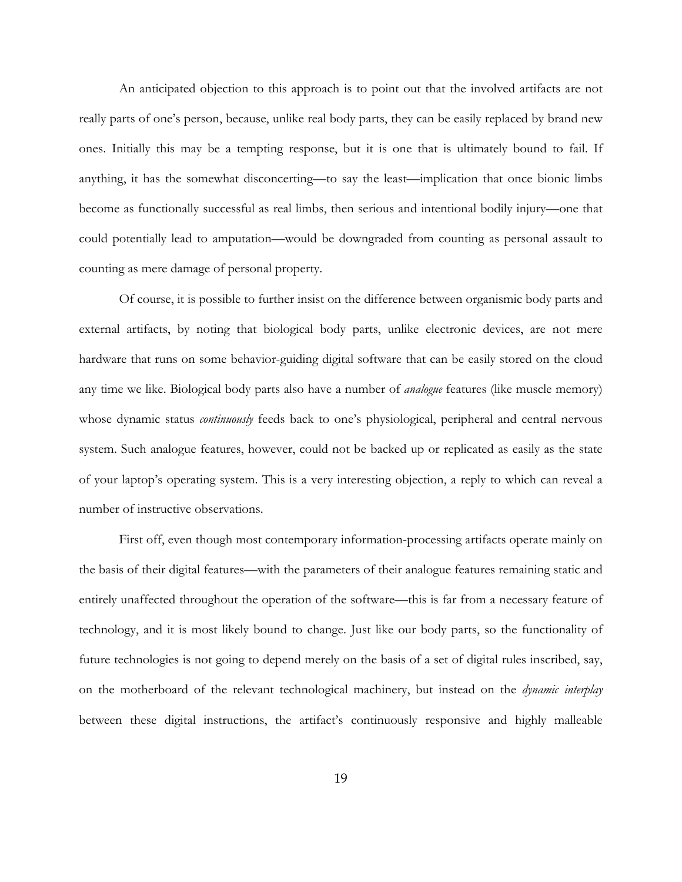An anticipated objection to this approach is to point out that the involved artifacts are not really parts of one's person, because, unlike real body parts, they can be easily replaced by brand new ones. Initially this may be a tempting response, but it is one that is ultimately bound to fail. If anything, it has the somewhat disconcerting—to say the least—implication that once bionic limbs become as functionally successful as real limbs, then serious and intentional bodily injury—one that could potentially lead to amputation—would be downgraded from counting as personal assault to counting as mere damage of personal property.

Of course, it is possible to further insist on the difference between organismic body parts and external artifacts, by noting that biological body parts, unlike electronic devices, are not mere hardware that runs on some behavior-guiding digital software that can be easily stored on the cloud any time we like. Biological body parts also have a number of *analogue* features (like muscle memory) whose dynamic status *continuously* feeds back to one's physiological, peripheral and central nervous system. Such analogue features, however, could not be backed up or replicated as easily as the state of your laptop's operating system. This is a very interesting objection, a reply to which can reveal a number of instructive observations.

First off, even though most contemporary information-processing artifacts operate mainly on the basis of their digital features—with the parameters of their analogue features remaining static and entirely unaffected throughout the operation of the software—this is far from a necessary feature of technology, and it is most likely bound to change. Just like our body parts, so the functionality of future technologies is not going to depend merely on the basis of a set of digital rules inscribed, say, on the motherboard of the relevant technological machinery, but instead on the *dynamic interplay* between these digital instructions, the artifact's continuously responsive and highly malleable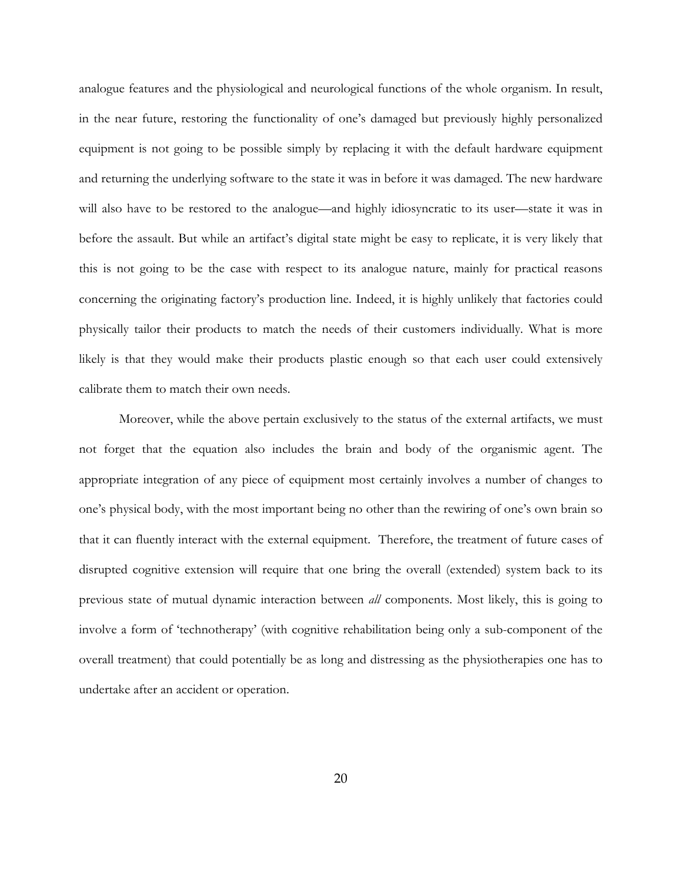analogue features and the physiological and neurological functions of the whole organism. In result, in the near future, restoring the functionality of one's damaged but previously highly personalized equipment is not going to be possible simply by replacing it with the default hardware equipment and returning the underlying software to the state it was in before it was damaged. The new hardware will also have to be restored to the analogue—and highly idiosyncratic to its user—state it was in before the assault. But while an artifact's digital state might be easy to replicate, it is very likely that this is not going to be the case with respect to its analogue nature, mainly for practical reasons concerning the originating factory's production line. Indeed, it is highly unlikely that factories could physically tailor their products to match the needs of their customers individually. What is more likely is that they would make their products plastic enough so that each user could extensively calibrate them to match their own needs.

Moreover, while the above pertain exclusively to the status of the external artifacts, we must not forget that the equation also includes the brain and body of the organismic agent. The appropriate integration of any piece of equipment most certainly involves a number of changes to one's physical body, with the most important being no other than the rewiring of one's own brain so that it can fluently interact with the external equipment. Therefore, the treatment of future cases of disrupted cognitive extension will require that one bring the overall (extended) system back to its previous state of mutual dynamic interaction between *all* components. Most likely, this is going to involve a form of 'technotherapy' (with cognitive rehabilitation being only a sub-component of the overall treatment) that could potentially be as long and distressing as the physiotherapies one has to undertake after an accident or operation.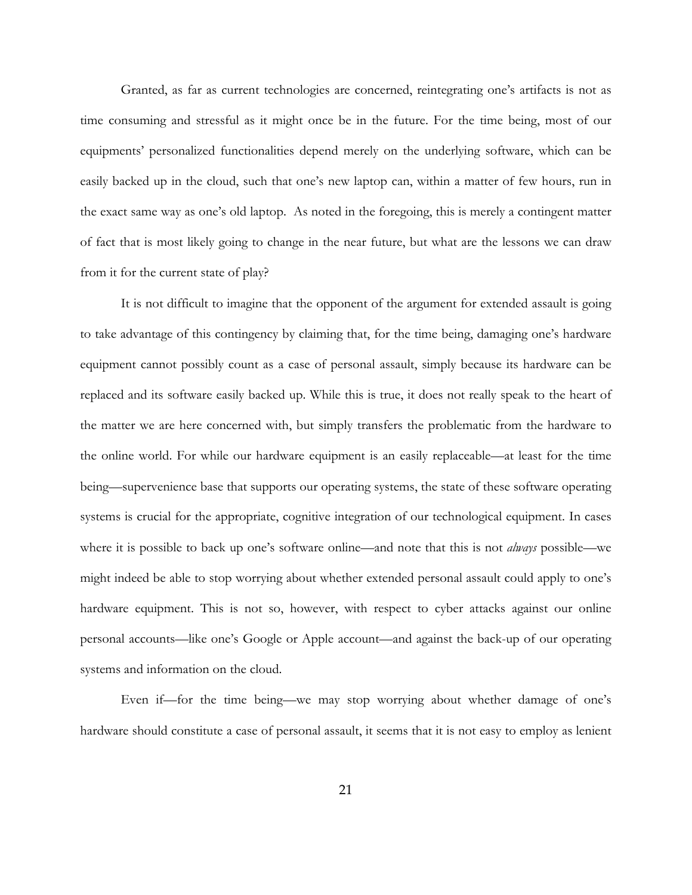Granted, as far as current technologies are concerned, reintegrating one's artifacts is not as time consuming and stressful as it might once be in the future. For the time being, most of our equipments' personalized functionalities depend merely on the underlying software, which can be easily backed up in the cloud, such that one's new laptop can, within a matter of few hours, run in the exact same way as one's old laptop. As noted in the foregoing, this is merely a contingent matter of fact that is most likely going to change in the near future, but what are the lessons we can draw from it for the current state of play?

It is not difficult to imagine that the opponent of the argument for extended assault is going to take advantage of this contingency by claiming that, for the time being, damaging one's hardware equipment cannot possibly count as a case of personal assault, simply because its hardware can be replaced and its software easily backed up. While this is true, it does not really speak to the heart of the matter we are here concerned with, but simply transfers the problematic from the hardware to the online world. For while our hardware equipment is an easily replaceable—at least for the time being—supervenience base that supports our operating systems, the state of these software operating systems is crucial for the appropriate, cognitive integration of our technological equipment. In cases where it is possible to back up one's software online—and note that this is not *always* possible—we might indeed be able to stop worrying about whether extended personal assault could apply to one's hardware equipment. This is not so, however, with respect to cyber attacks against our online personal accounts—like one's Google or Apple account—and against the back-up of our operating systems and information on the cloud.

Even if—for the time being—we may stop worrying about whether damage of one's hardware should constitute a case of personal assault, it seems that it is not easy to employ as lenient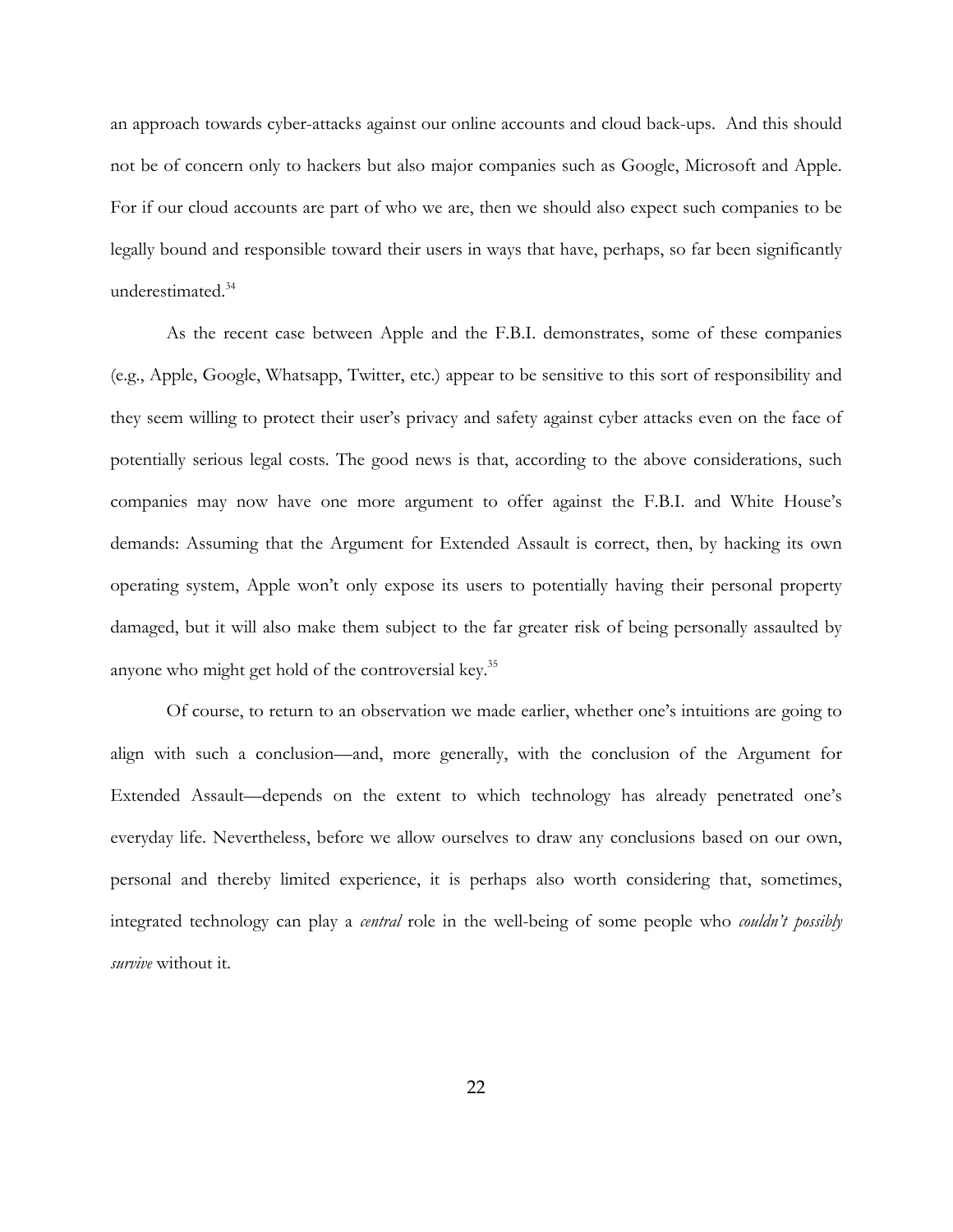an approach towards cyber-attacks against our online accounts and cloud back-ups. And this should not be of concern only to hackers but also major companies such as Google, Microsoft and Apple. For if our cloud accounts are part of who we are, then we should also expect such companies to be legally bound and responsible toward their users in ways that have, perhaps, so far been significantly underestimated.[34]

As the recent case between Apple and the F.B.I. demonstrates, some of these companies (e.g., Apple, Google, Whatsapp, Twitter, etc.) appear to be sensitive to this sort of responsibility and they seem willing to protect their user's privacy and safety against cyber attacks even on the face of potentially serious legal costs. The good news is that, according to the above considerations, such companies may now have one more argument to offer against the F.B.I. and White House's demands: Assuming that the Argument for Extended Assault is correct, then, by hacking its own operating system, Apple won't only expose its users to potentially having their personal property damaged, but it will also make them subject to the far greater risk of being personally assaulted by anyone who might get hold of the controversial key.[35]

Of course, to return to an observation we made earlier, whether one's intuitions are going to align with such a conclusion—and, more generally, with the conclusion of the Argument for Extended Assault—depends on the extent to which technology has already penetrated one's everyday life. Nevertheless, before we allow ourselves to draw any conclusions based on our own, personal and thereby limited experience, it is perhaps also worth considering that, sometimes, integrated technology can play a *central* role in the well-being of some people who *couldn't possibly survive* without it.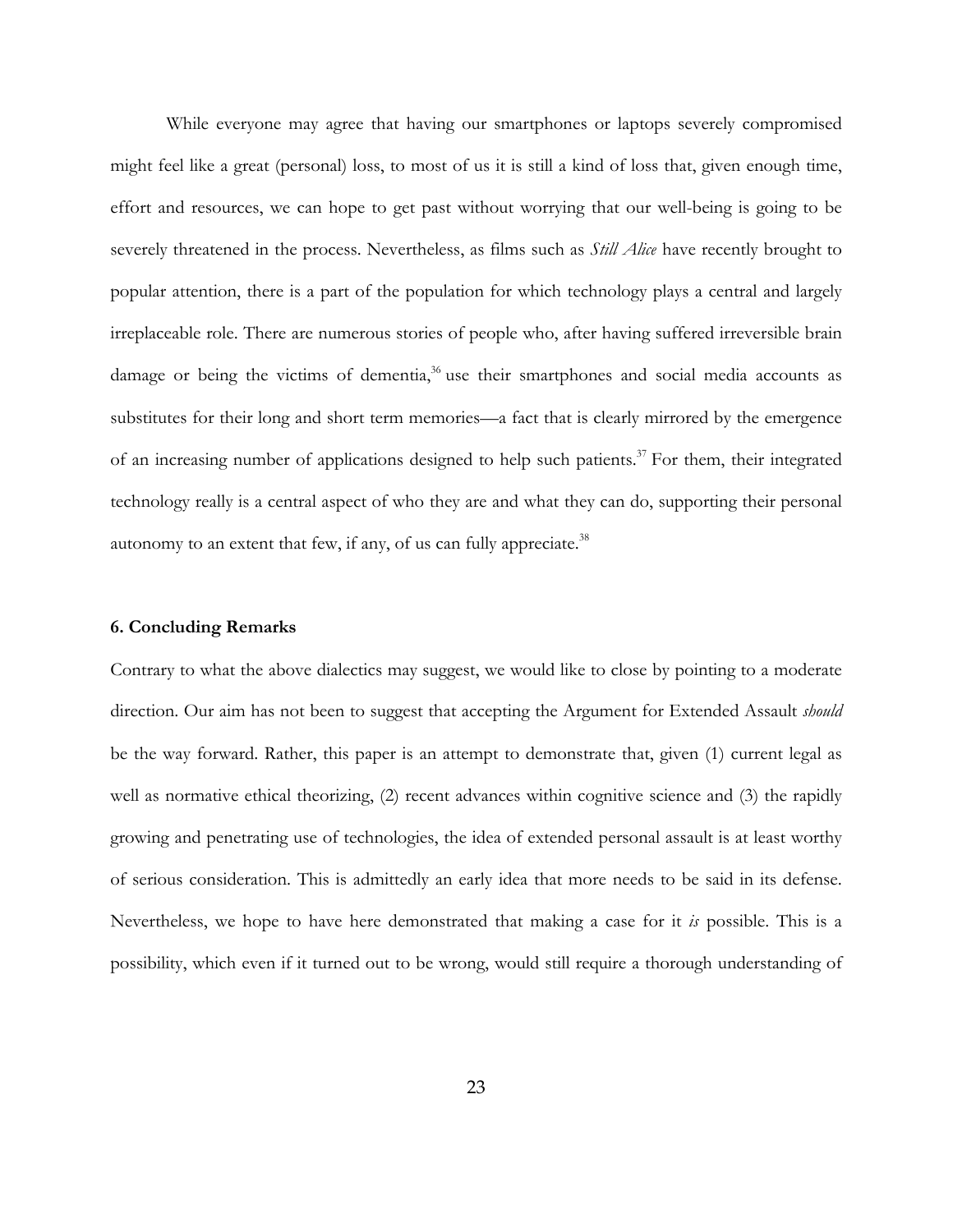While everyone may agree that having our smartphones or laptops severely compromised might feel like a great (personal) loss, to most of us it is still a kind of loss that, given enough time, effort and resources, we can hope to get past without worrying that our well-being is going to be severely threatened in the process. Nevertheless, as films such as *Still Alice* have recently brought to popular attention, there is a part of the population for which technology plays a central and largely irreplaceable role. There are numerous stories of people who, after having suffered irreversible brain damage or being the victims of dementia,[36] use their smartphones and social media accounts as substitutes for their long and short term memories—a fact that is clearly mirrored by the emergence of an increasing number of applications designed to help such patients.[37] For them, their integrated technology really is a central aspect of who they are and what they can do, supporting their personal autonomy to an extent that few, if any, of us can fully appreciate.[38]

## 6. Concluding Remarks

Contrary to what the above dialectics may suggest, we would like to close by pointing to a moderate direction. Our aim has not been to suggest that accepting the Argument for Extended Assault *should* be the way forward. Rather, this paper is an attempt to demonstrate that, given (1) current legal as well as normative ethical theorizing, (2) recent advances within cognitive science and (3) the rapidly growing and penetrating use of technologies, the idea of extended personal assault is at least worthy of serious consideration. This is admittedly an early idea that more needs to be said in its defense. Nevertheless, we hope to have here demonstrated that making a case for it *is* possible. This is a possibility, which even if it turned out to be wrong, would still require a thorough understanding of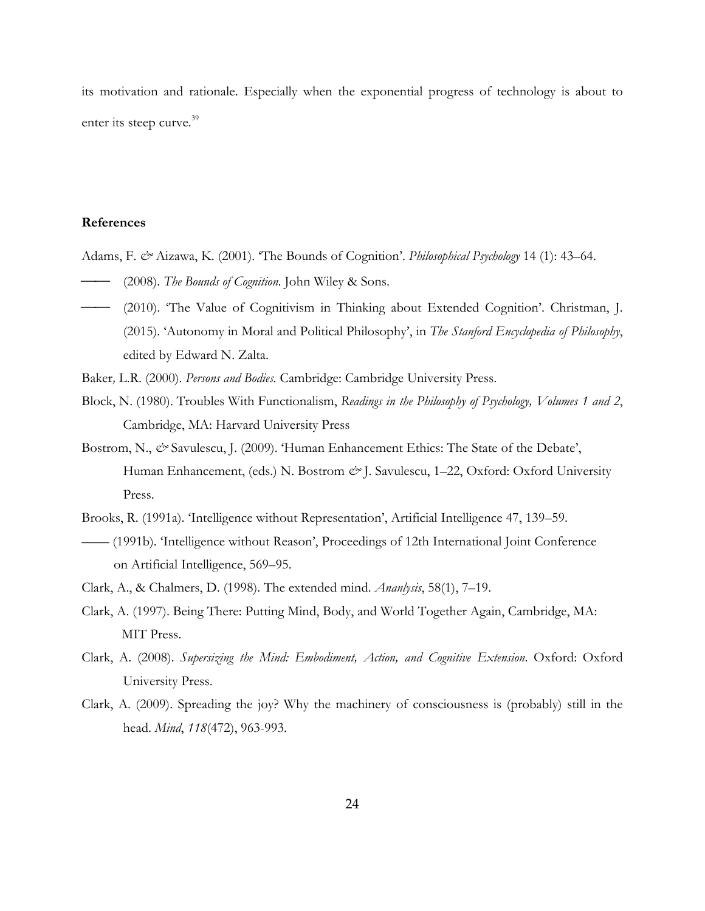its motivation and rationale. Especially when the exponential progress of technology is about to enter its steep curve.[39]

**References**

Adams, F. *&* Aizawa, K. (2001). 'The Bounds of Cognition'. *Philosophical Psychology* 14 (1): 43–64.

——— (2008). *The Bounds of Cognition*. John Wiley & Sons.

——— (2010). 'The Value of Cognitivism in Thinking about Extended Cognition'. Christman, J. (2015). 'Autonomy in Moral and Political Philosophy', in *The Stanford Encyclopedia of Philosophy*, edited by Edward N. Zalta.

Baker*,* L.R. (2000). *Persons and Bodies.* Cambridge: Cambridge University Press.

Block, N. (1980). Troubles With Functionalism, *Readings in the Philosophy of Psychology, Volumes 1 and 2*, Cambridge, MA: Harvard University Press

Bostrom, N., *&* Savulescu, J. (2009). 'Human Enhancement Ethics: The State of the Debate', Human Enhancement, (eds.) N. Bostrom *&* J. Savulescu, 1–22, Oxford: Oxford University Press.

Brooks, R. (1991a). 'Intelligence without Representation', Artificial Intelligence 47, 139–59.

—— (1991b). 'Intelligence without Reason', Proceedings of 12th International Joint Conference on Artificial Intelligence, 569–95.

Clark, A., & Chalmers, D. (1998). The extended mind. *Ananlysis*, 58(1), 7–19.

Clark, A. (1997). Being There: Putting Mind, Body, and World Together Again, Cambridge, MA: MIT Press.

Clark, A. (2008). *Supersizing the Mind: Embodiment, Action, and Cognitive Extension*. Oxford: Oxford University Press.

Clark, A. (2009). Spreading the joy? Why the machinery of consciousness is (probably) still in the head. *Mind*, *118*(472), 963-993.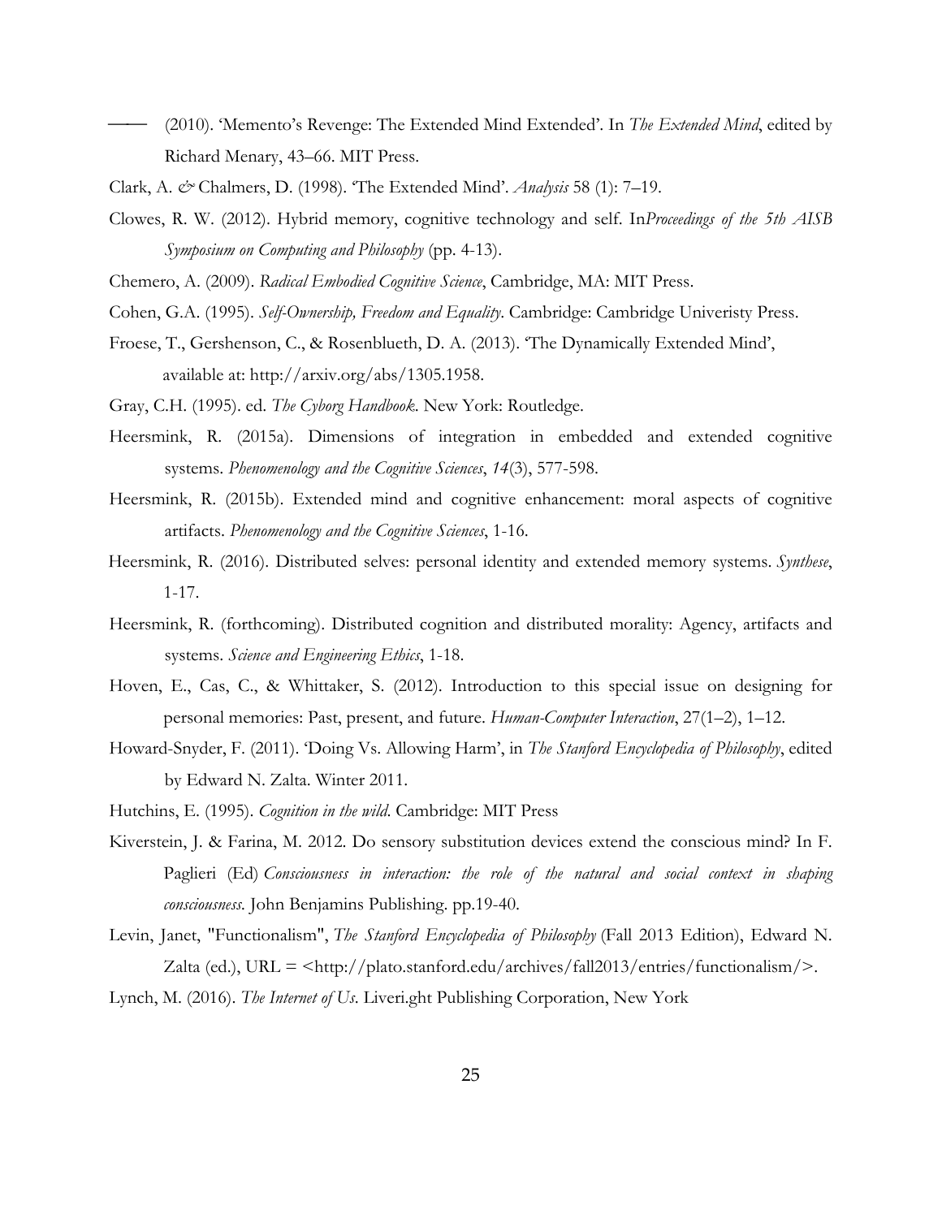——— (2010). 'Memento's Revenge: The Extended Mind Extended'. In *The Extended Mind*, edited by Richard Menary, 43–66. MIT Press.

Clark, A. *&* Chalmers, D. (1998). 'The Extended Mind'. *Analysis* 58 (1): 7–19.

Clowes, R. W. (2012). Hybrid memory, cognitive technology and self. In*Proceedings of the 5th AISB Symposium on Computing and Philosophy* (pp. 4-13).

Chemero, A. (2009). *Radical Embodied Cognitive Science*, Cambridge, MA: MIT Press.

Cohen, G.A. (1995). *Self-Ownership, Freedom and Equality*. Cambridge: Cambridge Univeristy Press.

Froese, T., Gershenson, C., & Rosenblueth, D. A. (2013). 'The Dynamically Extended Mind', available at: http://arxiv.org/abs/1305.1958.

Gray, C.H. (1995). ed. *The Cyborg Handbook*. New York: Routledge.

Heersmink, R. (2015a). Dimensions of integration in embedded and extended cognitive systems. *Phenomenology and the Cognitive Sciences*, *14*(3), 577-598.

Heersmink, R. (2015b). Extended mind and cognitive enhancement: moral aspects of cognitive artifacts. *Phenomenology and the Cognitive Sciences*, 1-16.

Heersmink, R. (2016). Distributed selves: personal identity and extended memory systems. *Synthese*, 1-17.

Heersmink, R. (forthcoming). Distributed cognition and distributed morality: Agency, artifacts and systems. *Science and Engineering Ethics*, 1-18.

Hoven, E., Cas, C., & Whittaker, S. (2012). Introduction to this special issue on designing for personal memories: Past, present, and future. *Human-Computer Interaction*, 27(1–2), 1–12.

Howard-Snyder, F. (2011). 'Doing Vs. Allowing Harm', in *The Stanford Encyclopedia of Philosophy*, edited by Edward N. Zalta. Winter 2011.

Hutchins, E. (1995). *Cognition in the wild*. Cambridge: MIT Press

Kiverstein, J. & Farina, M. 2012. Do sensory substitution devices extend the conscious mind? In F. Paglieri (Ed) *Consciousness in interaction: the role of the natural and social context in shaping consciousness*. John Benjamins Publishing. pp.19-40.

Levin, Janet, "Functionalism", *The Stanford Encyclopedia of Philosophy* (Fall 2013 Edition), Edward N. Zalta (ed.), URL = <http://plato.stanford.edu/archives/fall2013/entries/functionalism/>.

Lynch, M. (2016). *The Internet of Us*. Liveri.ght Publishing Corporation, New York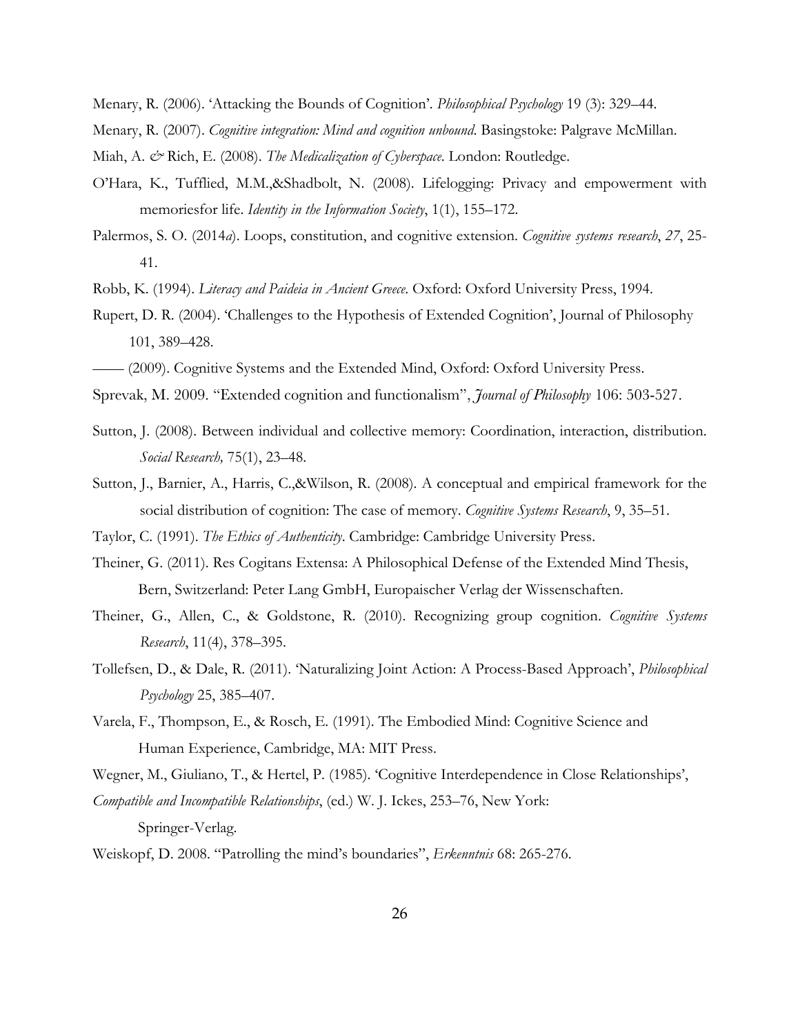Menary, R. (2006). 'Attacking the Bounds of Cognition'. *Philosophical Psychology* 19 (3): 329–44.

Menary, R. (2007). *Cognitive integration: Mind and cognition unbound*. Basingstoke: Palgrave McMillan.

Miah, A. *&* Rich, E. (2008). *The Medicalization of Cyberspace*. London: Routledge.

O'Hara, K., Tufflied, M.M.,&Shadbolt, N. (2008). Lifelogging: Privacy and empowerment with memoriesfor life. *Identity in the Information Society*, 1(1), 155–172.

Palermos, S. O. (2014*a*). Loops, constitution, and cognitive extension. *Cognitive systems research*, *27*, 25-41.

Robb, K. (1994). *Literacy and Paideia in Ancient Greece*. Oxford: Oxford University Press, 1994.

Rupert, D. R. (2004). 'Challenges to the Hypothesis of Extended Cognition', Journal of Philosophy 101, 389–428.

—— (2009). Cognitive Systems and the Extended Mind, Oxford: Oxford University Press.

Sprevak, M. 2009. "Extended cognition and functionalism", *Journal of Philosophy* 106: 503-527.

Sutton, J. (2008). Between individual and collective memory: Coordination, interaction, distribution. *Social Research,* 75(1), 23–48.

Sutton, J., Barnier, A., Harris, C.,&Wilson, R. (2008). A conceptual and empirical framework for the social distribution of cognition: The case of memory. *Cognitive Systems Research*, 9, 35–51.

Taylor, C. (1991). *The Ethics of Authenticity*. Cambridge: Cambridge University Press.

Theiner, G. (2011). Res Cogitans Extensa: A Philosophical Defense of the Extended Mind Thesis, Bern, Switzerland: Peter Lang GmbH, Europaischer Verlag der Wissenschaften.

Theiner, G., Allen, C., & Goldstone, R. (2010). Recognizing group cognition. *Cognitive Systems Research*, 11(4), 378–395.

Tollefsen, D., & Dale, R. (2011). 'Naturalizing Joint Action: A Process-Based Approach', *Philosophical Psychology* 25, 385–407.

Varela, F., Thompson, E., & Rosch, E. (1991). The Embodied Mind: Cognitive Science and Human Experience, Cambridge, MA: MIT Press.

Wegner, M., Giuliano, T., & Hertel, P. (1985). 'Cognitive Interdependence in Close Relationships', *Compatible and Incompatible Relationships*, (ed.) W. J. Ickes, 253–76, New York: Springer-Verlag.

Weiskopf, D. 2008. "Patrolling the mind's boundaries", *Erkenntnis* 68: 265-276.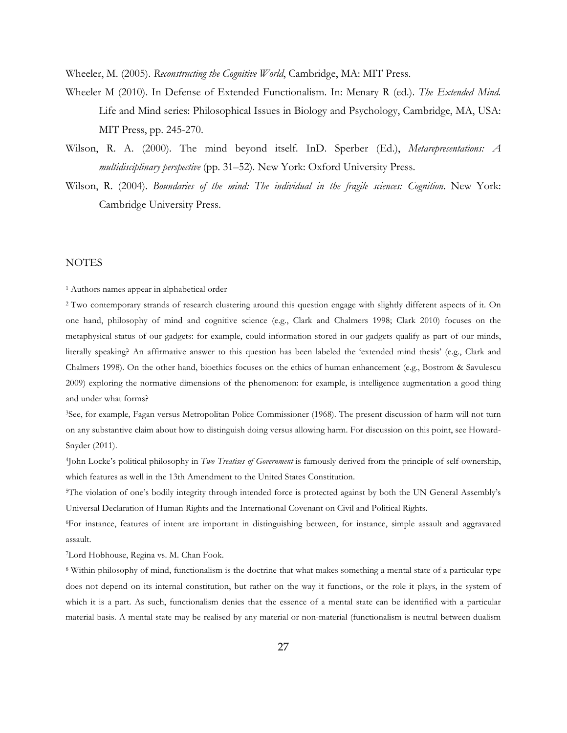Wheeler, M. (2005). *Reconstructing the Cognitive World*, Cambridge, MA: MIT Press.

Wheeler M (2010). In Defense of Extended Functionalism. In: Menary R (ed.). *The Extended Mind.* Life and Mind series: Philosophical Issues in Biology and Psychology, Cambridge, MA, USA: MIT Press, pp. 245-270.

Wilson, R. A. (2000). The mind beyond itself. InD. Sperber (Ed.), *Metarepresentations: A multidisciplinary perspective* (pp. 31–52). New York: Oxford University Press.

Wilson, R. (2004). *Boundaries of the mind: The individual in the fragile sciences: Cognition*. New York: Cambridge University Press.

## NOTES

[1] Authors names appear in alphabetical order

[2] Two contemporary strands of research clustering around this question engage with slightly different aspects of it. On one hand, philosophy of mind and cognitive science (e.g., Clark and Chalmers 1998; Clark 2010) focuses on the metaphysical status of our gadgets: for example, could information stored in our gadgets qualify as part of our minds, literally speaking? An affirmative answer to this question has been labeled the 'extended mind thesis' (e.g., Clark and Chalmers 1998). On the other hand, bioethics focuses on the ethics of human enhancement (e.g., Bostrom & Savulescu 2009) exploring the normative dimensions of the phenomenon: for example, is intelligence augmentation a good thing and under what forms?

[3]See, for example, Fagan versus Metropolitan Police Commissioner (1968). The present discussion of harm will not turn on any substantive claim about how to distinguish doing versus allowing harm. For discussion on this point, see Howard-Snyder (2011).

[4]John Locke's political philosophy in *Two Treatises of Government* is famously derived from the principle of self-ownership, which features as well in the 13th Amendment to the United States Constitution.

[5]The violation of one's bodily integrity through intended force is protected against by both the UN General Assembly's Universal Declaration of Human Rights and the International Covenant on Civil and Political Rights.

[6]For instance, features of intent are important in distinguishing between, for instance, simple assault and aggravated assault.

[7]Lord Hobhouse, Regina vs. M. Chan Fook.

[8] Within philosophy of mind, functionalism is the doctrine that what makes something a mental state of a particular type does not depend on its internal constitution, but rather on the way it functions, or the role it plays, in the system of which it is a part. As such, functionalism denies that the essence of a mental state can be identified with a particular material basis. A mental state may be realised by any material or non-material (functionalism is neutral between dualism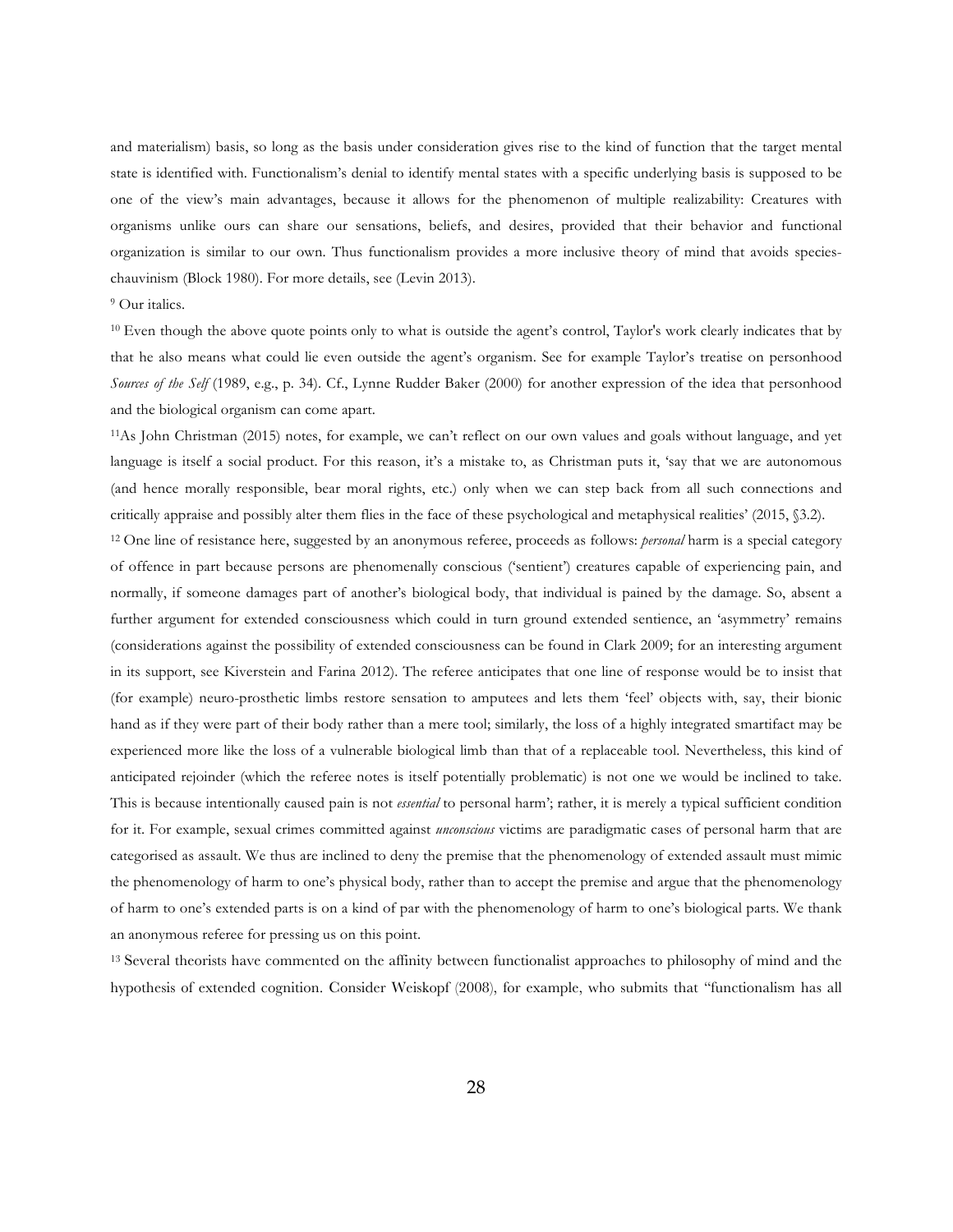and materialism) basis, so long as the basis under consideration gives rise to the kind of function that the target mental state is identified with. Functionalism's denial to identify mental states with a specific underlying basis is supposed to be one of the view's main advantages, because it allows for the phenomenon of multiple realizability: Creatures with organisms unlike ours can share our sensations, beliefs, and desires, provided that their behavior and functional organization is similar to our own. Thus functionalism provides a more inclusive theory of mind that avoids species-chauvinism (Block 1980). For more details, see (Levin 2013).

[9] Our italics.

[10] Even though the above quote points only to what is outside the agent's control, Taylor's work clearly indicates that by that he also means what could lie even outside the agent's organism. See for example Taylor's treatise on personhood *Sources of the Self* (1989, e.g., p. 34). Cf., Lynne Rudder Baker (2000) for another expression of the idea that personhood and the biological organism can come apart.

[11]As John Christman (2015) notes, for example, we can't reflect on our own values and goals without language, and yet language is itself a social product. For this reason, it's a mistake to, as Christman puts it, 'say that we are autonomous (and hence morally responsible, bear moral rights, etc.) only when we can step back from all such connections and critically appraise and possibly alter them flies in the face of these psychological and metaphysical realities' (2015, §3.2).

[12] One line of resistance here, suggested by an anonymous referee, proceeds as follows: *personal* harm is a special category of offence in part because persons are phenomenally conscious ('sentient') creatures capable of experiencing pain, and normally, if someone damages part of another's biological body, that individual is pained by the damage. So, absent a further argument for extended consciousness which could in turn ground extended sentience, an 'asymmetry' remains (considerations against the possibility of extended consciousness can be found in Clark 2009; for an interesting argument in its support, see Kiverstein and Farina 2012). The referee anticipates that one line of response would be to insist that (for example) neuro-prosthetic limbs restore sensation to amputees and lets them 'feel' objects with, say, their bionic hand as if they were part of their body rather than a mere tool; similarly, the loss of a highly integrated smartifact may be experienced more like the loss of a vulnerable biological limb than that of a replaceable tool. Nevertheless, this kind of anticipated rejoinder (which the referee notes is itself potentially problematic) is not one we would be inclined to take. This is because intentionally caused pain is not *essential* to personal harm'; rather, it is merely a typical sufficient condition for it. For example, sexual crimes committed against *unconscious* victims are paradigmatic cases of personal harm that are categorised as assault. We thus are inclined to deny the premise that the phenomenology of extended assault must mimic the phenomenology of harm to one's physical body, rather than to accept the premise and argue that the phenomenology of harm to one's extended parts is on a kind of par with the phenomenology of harm to one's biological parts. We thank an anonymous referee for pressing us on this point.

[13] Several theorists have commented on the affinity between functionalist approaches to philosophy of mind and the hypothesis of extended cognition. Consider Weiskopf (2008), for example, who submits that "functionalism has all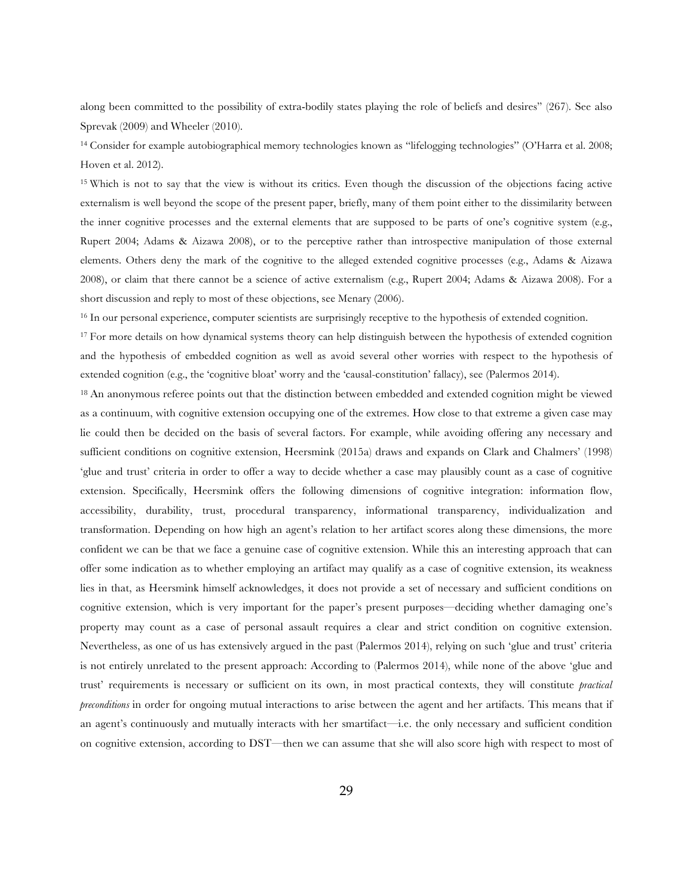along been committed to the possibility of extra-bodily states playing the role of beliefs and desires" (267). See also Sprevak (2009) and Wheeler (2010).

[14] Consider for example autobiographical memory technologies known as "lifelogging technologies" (O'Harra et al. 2008; Hoven et al. 2012).

[15] Which is not to say that the view is without its critics. Even though the discussion of the objections facing active externalism is well beyond the scope of the present paper, briefly, many of them point either to the dissimilarity between the inner cognitive processes and the external elements that are supposed to be parts of one's cognitive system (e.g., Rupert 2004; Adams & Aizawa 2008), or to the perceptive rather than introspective manipulation of those external elements. Others deny the mark of the cognitive to the alleged extended cognitive processes (e.g., Adams & Aizawa 2008), or claim that there cannot be a science of active externalism (e.g., Rupert 2004; Adams & Aizawa 2008). For a short discussion and reply to most of these objections, see Menary (2006).

[16] In our personal experience, computer scientists are surprisingly receptive to the hypothesis of extended cognition.

[17] For more details on how dynamical systems theory can help distinguish between the hypothesis of extended cognition and the hypothesis of embedded cognition as well as avoid several other worries with respect to the hypothesis of extended cognition (e.g., the 'cognitive bloat' worry and the 'causal-constitution' fallacy), see (Palermos 2014).

[18] An anonymous referee points out that the distinction between embedded and extended cognition might be viewed as a continuum, with cognitive extension occupying one of the extremes. How close to that extreme a given case may lie could then be decided on the basis of several factors. For example, while avoiding offering any necessary and sufficient conditions on cognitive extension, Heersmink (2015a) draws and expands on Clark and Chalmers' (1998) 'glue and trust' criteria in order to offer a way to decide whether a case may plausibly count as a case of cognitive extension. Specifically, Heersmink offers the following dimensions of cognitive integration: information flow, accessibility, durability, trust, procedural transparency, informational transparency, individualization and transformation. Depending on how high an agent's relation to her artifact scores along these dimensions, the more confident we can be that we face a genuine case of cognitive extension. While this an interesting approach that can offer some indication as to whether employing an artifact may qualify as a case of cognitive extension, its weakness lies in that, as Heersmink himself acknowledges, it does not provide a set of necessary and sufficient conditions on cognitive extension, which is very important for the paper's present purposes—deciding whether damaging one's property may count as a case of personal assault requires a clear and strict condition on cognitive extension. Nevertheless, as one of us has extensively argued in the past (Palermos 2014), relying on such 'glue and trust' criteria is not entirely unrelated to the present approach: According to (Palermos 2014), while none of the above 'glue and trust' requirements is necessary or sufficient on its own, in most practical contexts, they will constitute *practical preconditions* in order for ongoing mutual interactions to arise between the agent and her artifacts. This means that if an agent's continuously and mutually interacts with her smartifact—i.e. the only necessary and sufficient condition on cognitive extension, according to DST—then we can assume that she will also score high with respect to most of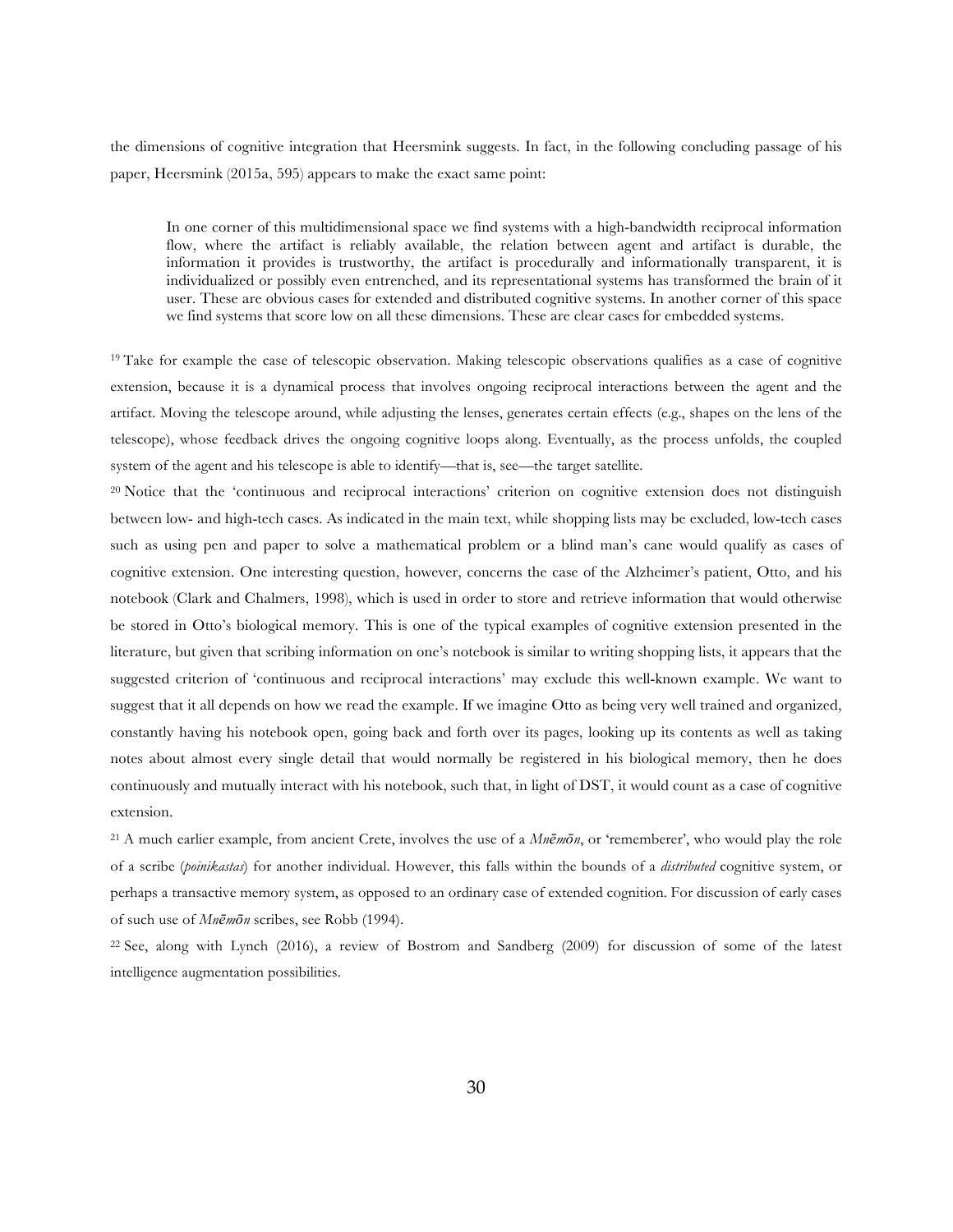the dimensions of cognitive integration that Heersmink suggests. In fact, in the following concluding passage of his paper, Heersmink (2015a, 595) appears to make the exact same point:

> In one corner of this multidimensional space we find systems with a high-bandwidth reciprocal information flow, where the artifact is reliably available, the relation between agent and artifact is durable, the information it provides is trustworthy, the artifact is procedurally and informationally transparent, it is individualized or possibly even entrenched, and its representational systems has transformed the brain of it user. These are obvious cases for extended and distributed cognitive systems. In another corner of this space we find systems that score low on all these dimensions. These are clear cases for embedded systems.

[19] Take for example the case of telescopic observation. Making telescopic observations qualifies as a case of cognitive extension, because it is a dynamical process that involves ongoing reciprocal interactions between the agent and the artifact. Moving the telescope around, while adjusting the lenses, generates certain effects (e.g., shapes on the lens of the telescope), whose feedback drives the ongoing cognitive loops along. Eventually, as the process unfolds, the coupled system of the agent and his telescope is able to identify—that is, see—the target satellite.

[20] Notice that the 'continuous and reciprocal interactions' criterion on cognitive extension does not distinguish between low- and high-tech cases. As indicated in the main text, while shopping lists may be excluded, low-tech cases such as using pen and paper to solve a mathematical problem or a blind man's cane would qualify as cases of cognitive extension. One interesting question, however, concerns the case of the Alzheimer's patient, Otto, and his notebook (Clark and Chalmers, 1998), which is used in order to store and retrieve information that would otherwise be stored in Otto's biological memory. This is one of the typical examples of cognitive extension presented in the literature, but given that scribing information on one's notebook is similar to writing shopping lists, it appears that the suggested criterion of 'continuous and reciprocal interactions' may exclude this well-known example. We want to suggest that it all depends on how we read the example. If we imagine Otto as being very well trained and organized, constantly having his notebook open, going back and forth over its pages, looking up its contents as well as taking notes about almost every single detail that would normally be registered in his biological memory, then he does continuously and mutually interact with his notebook, such that, in light of DST, it would count as a case of cognitive extension.

[21] A much earlier example, from ancient Crete, involves the use of a *Mnēmōn*, or 'rememberer', who would play the role of a scribe (*poinikastas*) for another individual. However, this falls within the bounds of a *distributed* cognitive system, or perhaps a transactive memory system, as opposed to an ordinary case of extended cognition. For discussion of early cases of such use of *Mnēmōn* scribes, see Robb (1994).

[22] See, along with Lynch (2016), a review of Bostrom and Sandberg (2009) for discussion of some of the latest intelligence augmentation possibilities.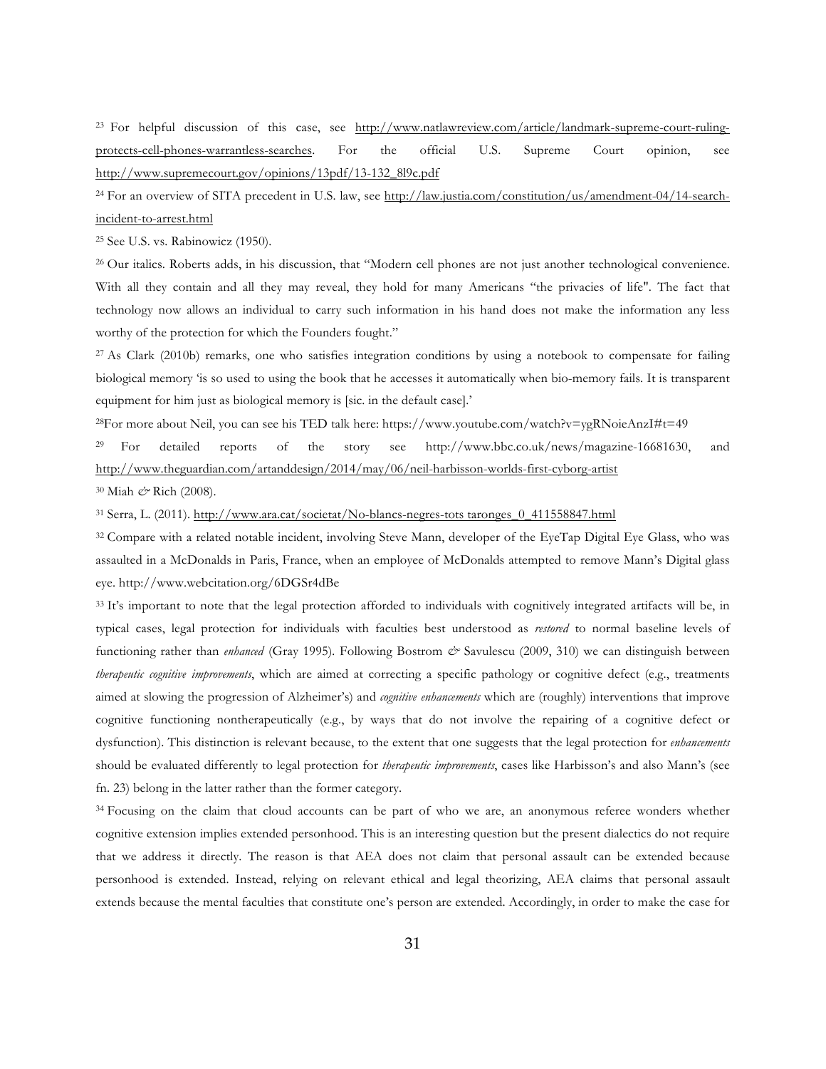[23] For helpful discussion of this case, see http://www.natlawreview.com/article/landmark-supreme-court-ruling-protects-cell-phones-warrantless-searches. For the official U.S. Supreme Court opinion, see http://www.supremecourt.gov/opinions/13pdf/13-132_8l9c.pdf

[24] For an overview of SITA precedent in U.S. law, see http://law.justia.com/constitution/us/amendment-04/14-search-incident-to-arrest.html

[25] See U.S. vs. Rabinowicz (1950).

[26] Our italics. Roberts adds, in his discussion, that "Modern cell phones are not just another technological convenience. With all they contain and all they may reveal, they hold for many Americans "the privacies of life". The fact that technology now allows an individual to carry such information in his hand does not make the information any less worthy of the protection for which the Founders fought."

[27] As Clark (2010b) remarks, one who satisfies integration conditions by using a notebook to compensate for failing biological memory 'is so used to using the book that he accesses it automatically when bio-memory fails. It is transparent equipment for him just as biological memory is [sic. in the default case].'

[28] For more about Neil, you can see his TED talk here: https://www.youtube.com/watch?v=ygRNoieAnzI#t=49

[29] For detailed reports of the story see http://www.bbc.co.uk/news/magazine-16681630, and http://www.theguardian.com/artanddesign/2014/may/06/neil-harbisson-worlds-first-cyborg-artist

[30] Miah *&* Rich (2008).

[31] Serra, L. (2011). http://www.ara.cat/societat/No-blancs-negres-tots taronges_0_411558847.html

[32] Compare with a related notable incident, involving Steve Mann, developer of the EyeTap Digital Eye Glass, who was assaulted in a McDonalds in Paris, France, when an employee of McDonalds attempted to remove Mann's Digital glass eye. http://www.webcitation.org/6DGSr4dBe

[33] It's important to note that the legal protection afforded to individuals with cognitively integrated artifacts will be, in typical cases, legal protection for individuals with faculties best understood as *restored* to normal baseline levels of functioning rather than *enhanced* (Gray 1995). Following Bostrom *&* Savulescu (2009, 310) we can distinguish between *therapeutic cognitive improvements*, which are aimed at correcting a specific pathology or cognitive defect (e.g., treatments aimed at slowing the progression of Alzheimer's) and *cognitive enhancements* which are (roughly) interventions that improve cognitive functioning nontherapeutically (e.g., by ways that do not involve the repairing of a cognitive defect or dysfunction). This distinction is relevant because, to the extent that one suggests that the legal protection for *enhancements* should be evaluated differently to legal protection for *therapeutic improvements*, cases like Harbisson's and also Mann's (see fn. 23) belong in the latter rather than the former category.

[34] Focusing on the claim that cloud accounts can be part of who we are, an anonymous referee wonders whether cognitive extension implies extended personhood. This is an interesting question but the present dialectics do not require that we address it directly. The reason is that AEA does not claim that personal assault can be extended because personhood is extended. Instead, relying on relevant ethical and legal theorizing, AEA claims that personal assault extends because the mental faculties that constitute one's person are extended. Accordingly, in order to make the case for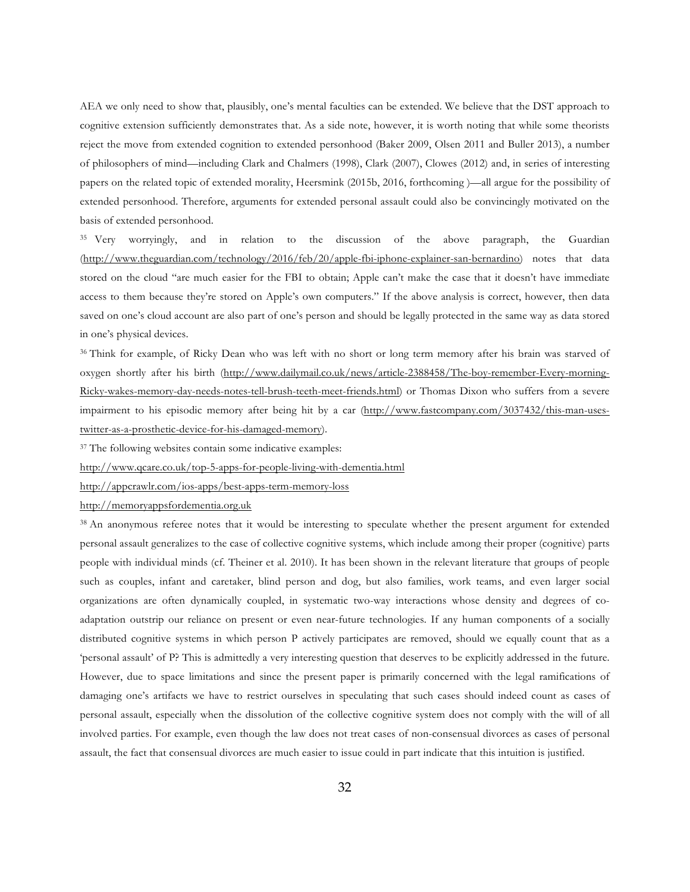AEA we only need to show that, plausibly, one's mental faculties can be extended. We believe that the DST approach to cognitive extension sufficiently demonstrates that. As a side note, however, it is worth noting that while some theorists reject the move from extended cognition to extended personhood (Baker 2009, Olsen 2011 and Buller 2013), a number of philosophers of mind—including Clark and Chalmers (1998), Clark (2007), Clowes (2012) and, in series of interesting papers on the related topic of extended morality, Heersmink (2015b, 2016, forthcoming )—all argue for the possibility of extended personhood. Therefore, arguments for extended personal assault could also be convincingly motivated on the basis of extended personhood.

[35] Very worryingly, and in relation to the discussion of the above paragraph, the Guardian (http://www.theguardian.com/technology/2016/feb/20/apple-fbi-iphone-explainer-san-bernardino) notes that data stored on the cloud "are much easier for the FBI to obtain; Apple can't make the case that it doesn't have immediate access to them because they're stored on Apple's own computers." If the above analysis is correct, however, then data saved on one's cloud account are also part of one's person and should be legally protected in the same way as data stored in one's physical devices.

[36] Think for example, of Ricky Dean who was left with no short or long term memory after his brain was starved of oxygen shortly after his birth (http://www.dailymail.co.uk/news/article-2388458/The-boy-remember-Every-morning-Ricky-wakes-memory-day-needs-notes-tell-brush-teeth-meet-friends.html) or Thomas Dixon who suffers from a severe impairment to his episodic memory after being hit by a car (http://www.fastcompany.com/3037432/this-man-uses-twitter-as-a-prosthetic-device-for-his-damaged-memory).

[37] The following websites contain some indicative examples:

http://www.qcare.co.uk/top-5-apps-for-people-living-with-dementia.html

http://appcrawlr.com/ios-apps/best-apps-term-memory-loss

http://memoryappsfordementia.org.uk

[38] An anonymous referee notes that it would be interesting to speculate whether the present argument for extended personal assault generalizes to the case of collective cognitive systems, which include among their proper (cognitive) parts people with individual minds (cf. Theiner et al. 2010). It has been shown in the relevant literature that groups of people such as couples, infant and caretaker, blind person and dog, but also families, work teams, and even larger social organizations are often dynamically coupled, in systematic two-way interactions whose density and degrees of co-adaptation outstrip our reliance on present or even near-future technologies. If any human components of a socially distributed cognitive systems in which person P actively participates are removed, should we equally count that as a 'personal assault' of P? This is admittedly a very interesting question that deserves to be explicitly addressed in the future. However, due to space limitations and since the present paper is primarily concerned with the legal ramifications of damaging one's artifacts we have to restrict ourselves in speculating that such cases should indeed count as cases of personal assault, especially when the dissolution of the collective cognitive system does not comply with the will of all involved parties. For example, even though the law does not treat cases of non-consensual divorces as cases of personal assault, the fact that consensual divorces are much easier to issue could in part indicate that this intuition is justified.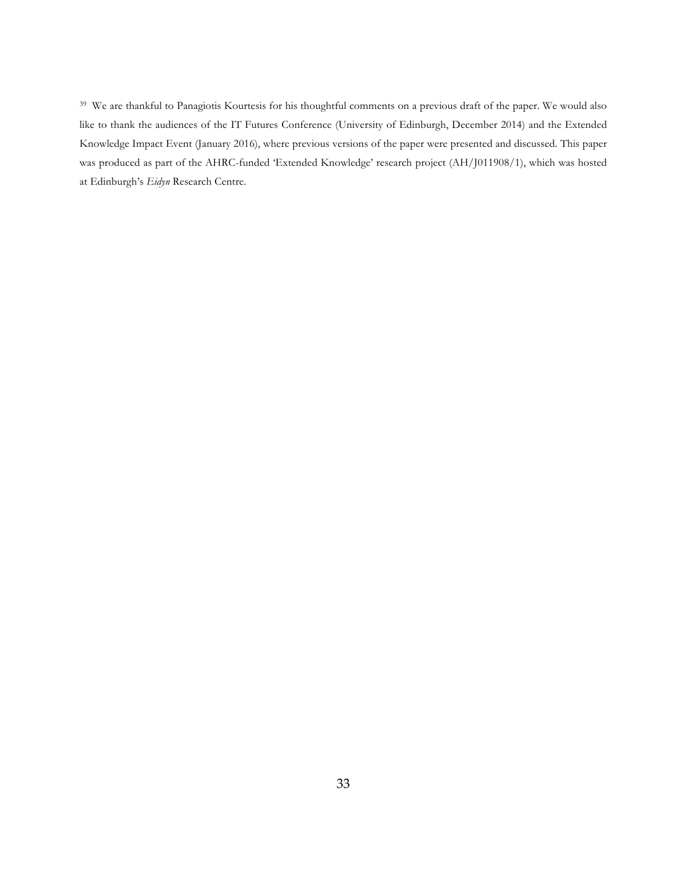[39] We are thankful to Panagiotis Kourtesis for his thoughtful comments on a previous draft of the paper. We would also like to thank the audiences of the IT Futures Conference (University of Edinburgh, December 2014) and the Extended Knowledge Impact Event (January 2016), where previous versions of the paper were presented and discussed. This paper was produced as part of the AHRC-funded 'Extended Knowledge' research project (AH/J011908/1), which was hosted at Edinburgh's *Eidyn* Research Centre.